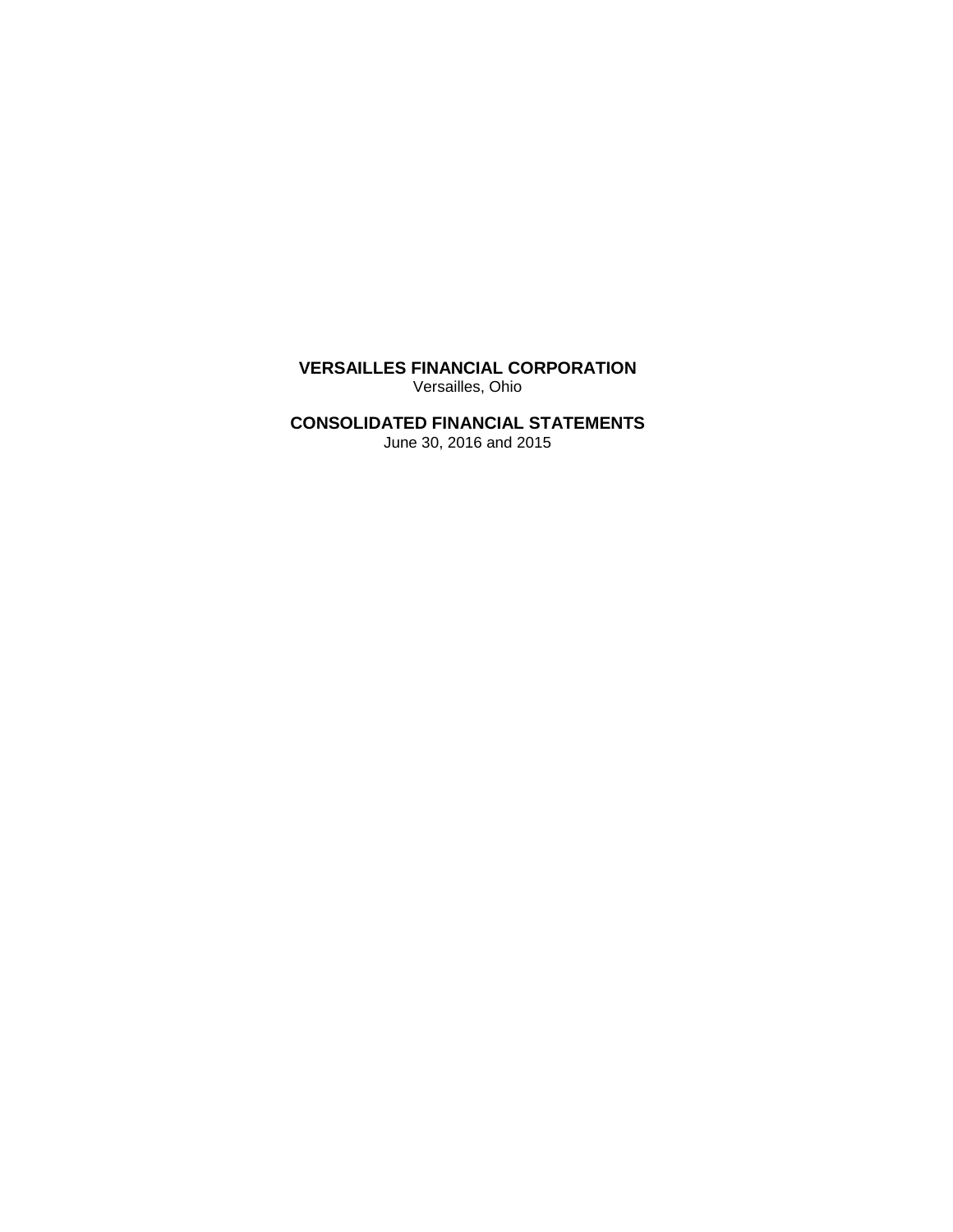# VERSAILLES FINANCIAL CORPORATION

Versailles, Ohio

# CONSOLIDATED FINANCIAL STATEMENTS

June 30, 2016 and 2015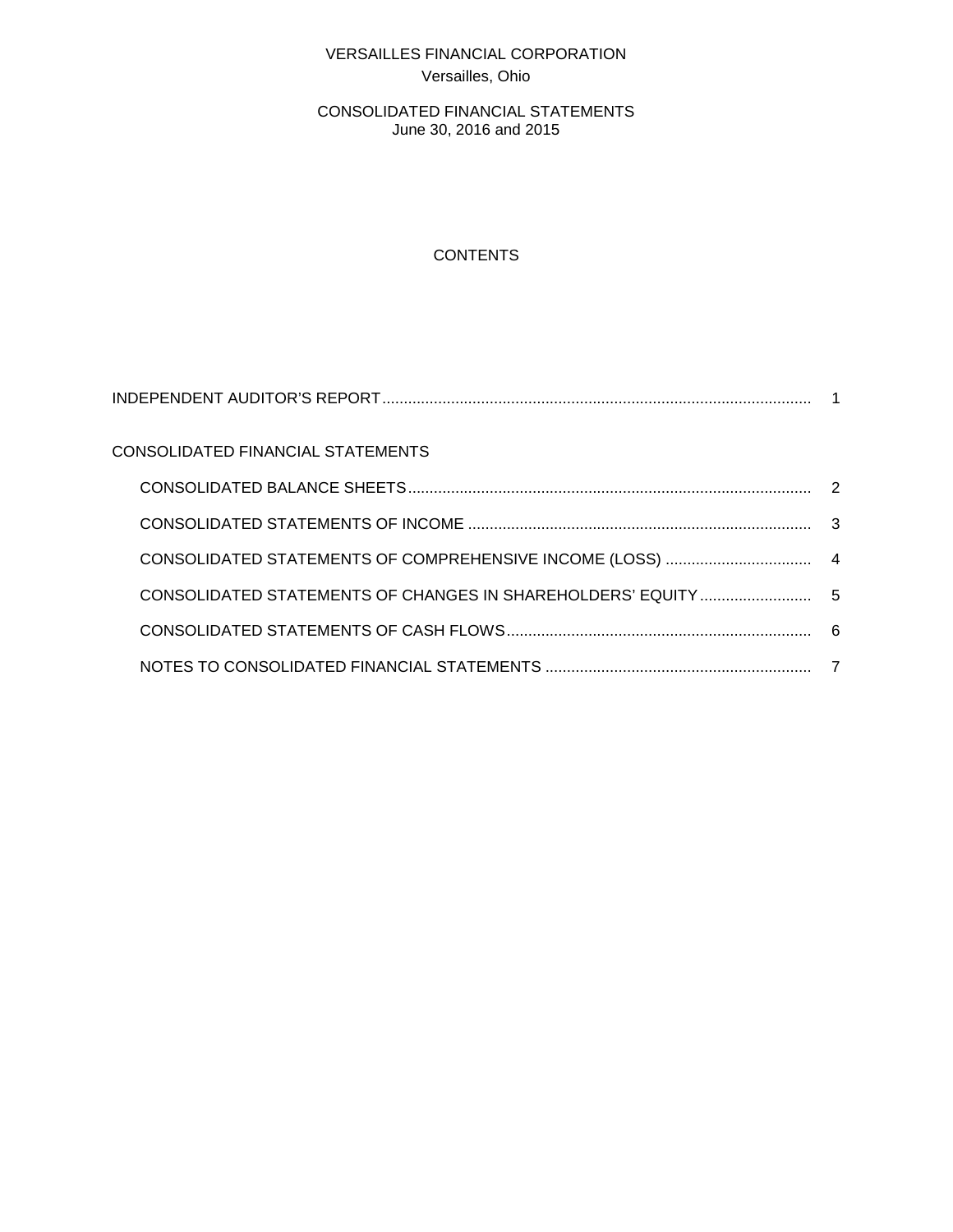# VERSAILLES FINANCIAL CORPORATION

Versailles, Ohio

## CONSOLIDATED FINANCIAL STATEMENTS

June 30, 2016 and 2015

### CONTENTS

| | |
|---|---|
| INDEPENDENT AUDITOR'S REPORT | 1 |
| CONSOLIDATED FINANCIAL STATEMENTS | |
| CONSOLIDATED BALANCE SHEETS | 2 |
| CONSOLIDATED STATEMENTS OF INCOME | 3 |
| CONSOLIDATED STATEMENTS OF COMPREHENSIVE INCOME (LOSS) | 4 |
| CONSOLIDATED STATEMENTS OF CHANGES IN SHAREHOLDERS' EQUITY | 5 |
| CONSOLIDATED STATEMENTS OF CASH FLOWS | 6 |
| NOTES TO CONSOLIDATED FINANCIAL STATEMENTS | 7 |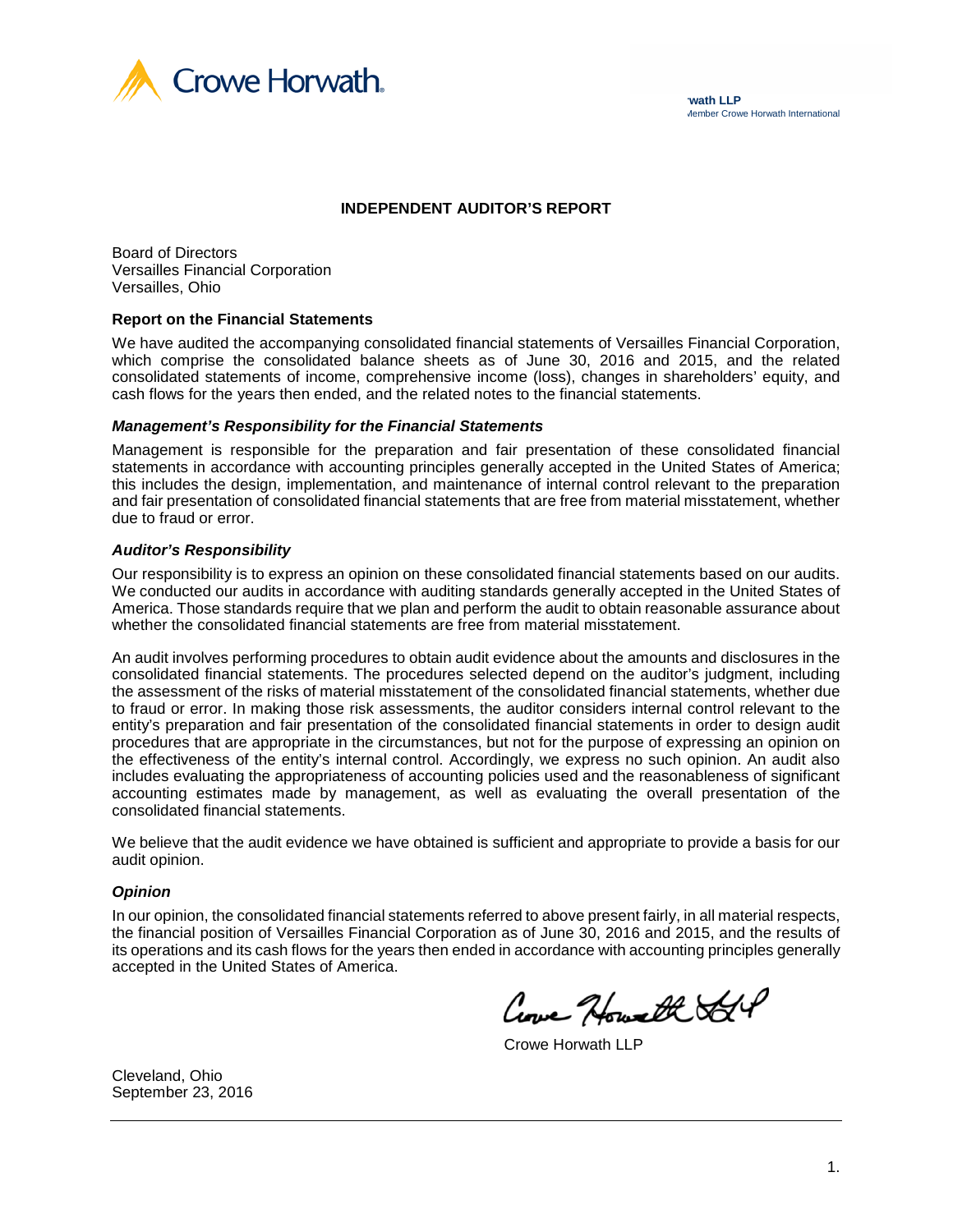Crowe Horwath.

Crowe Horwath LLP
Independent Member Crowe Horwath International

# INDEPENDENT AUDITOR'S REPORT

Board of Directors
Versailles Financial Corporation
Versailles, Ohio

## Report on the Financial Statements

We have audited the accompanying consolidated financial statements of Versailles Financial Corporation, which comprise the consolidated balance sheets as of June 30, 2016 and 2015, and the related consolidated statements of income, comprehensive income (loss), changes in shareholders' equity, and cash flows for the years then ended, and the related notes to the financial statements.

### *Management's Responsibility for the Financial Statements*

Management is responsible for the preparation and fair presentation of these consolidated financial statements in accordance with accounting principles generally accepted in the United States of America; this includes the design, implementation, and maintenance of internal control relevant to the preparation and fair presentation of consolidated financial statements that are free from material misstatement, whether due to fraud or error.

### *Auditor's Responsibility*

Our responsibility is to express an opinion on these consolidated financial statements based on our audits. We conducted our audits in accordance with auditing standards generally accepted in the United States of America. Those standards require that we plan and perform the audit to obtain reasonable assurance about whether the consolidated financial statements are free from material misstatement.

An audit involves performing procedures to obtain audit evidence about the amounts and disclosures in the consolidated financial statements. The procedures selected depend on the auditor's judgment, including the assessment of the risks of material misstatement of the consolidated financial statements, whether due to fraud or error. In making those risk assessments, the auditor considers internal control relevant to the entity's preparation and fair presentation of the consolidated financial statements in order to design audit procedures that are appropriate in the circumstances, but not for the purpose of expressing an opinion on the effectiveness of the entity's internal control. Accordingly, we express no such opinion. An audit also includes evaluating the appropriateness of accounting policies used and the reasonableness of significant accounting estimates made by management, as well as evaluating the overall presentation of the consolidated financial statements.

We believe that the audit evidence we have obtained is sufficient and appropriate to provide a basis for our audit opinion.

### *Opinion*

In our opinion, the consolidated financial statements referred to above present fairly, in all material respects, the financial position of Versailles Financial Corporation as of June 30, 2016 and 2015, and the results of its operations and its cash flows for the years then ended in accordance with accounting principles generally accepted in the United States of America.

Crowe Horwath LLP

Cleveland, Ohio
September 23, 2016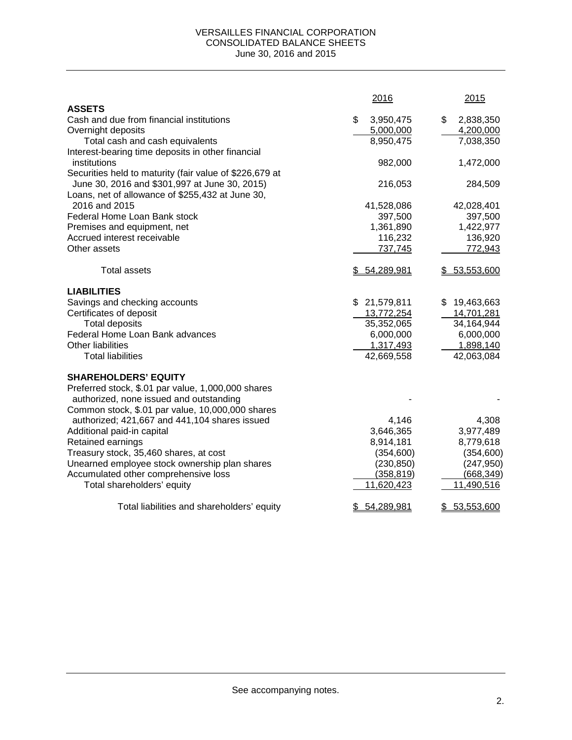# VERSAILLES FINANCIAL CORPORATION
## CONSOLIDATED BALANCE SHEETS
### June 30, 2016 and 2015

| | 2016 | 2015 |
|---|---|---|
| **ASSETS** | | |
| Cash and due from financial institutions | $ 3,950,475 | $ 2,838,350 |
| Overnight deposits | 5,000,000 | 4,200,000 |
| Total cash and cash equivalents | 8,950,475 | 7,038,350 |
| Interest-bearing time deposits in other financial institutions | 982,000 | 1,472,000 |
| Securities held to maturity (fair value of $226,679 at June 30, 2016 and $301,997 at June 30, 2015) | 216,053 | 284,509 |
| Loans, net of allowance of $255,432 at June 30, 2016 and 2015 | 41,528,086 | 42,028,401 |
| Federal Home Loan Bank stock | 397,500 | 397,500 |
| Premises and equipment, net | 1,361,890 | 1,422,977 |
| Accrued interest receivable | 116,232 | 136,920 |
| Other assets | 737,745 | 772,943 |
| Total assets | $ 54,289,981 | $ 53,553,600 |
| **LIABILITIES** | | |
| Savings and checking accounts | $ 21,579,811 | $ 19,463,663 |
| Certificates of deposit | 13,772,254 | 14,701,281 |
| Total deposits | 35,352,065 | 34,164,944 |
| Federal Home Loan Bank advances | 6,000,000 | 6,000,000 |
| Other liabilities | 1,317,493 | 1,898,140 |
| Total liabilities | 42,669,558 | 42,063,084 |
| **SHAREHOLDERS' EQUITY** | | |
| Preferred stock, $.01 par value, 1,000,000 shares authorized, none issued and outstanding | - | - |
| Common stock, $.01 par value, 10,000,000 shares authorized; 421,667 and 441,104 shares issued | 4,146 | 4,308 |
| Additional paid-in capital | 3,646,365 | 3,977,489 |
| Retained earnings | 8,914,181 | 8,779,618 |
| Treasury stock, 35,460 shares, at cost | (354,600) | (354,600) |
| Unearned employee stock ownership plan shares | (230,850) | (247,950) |
| Accumulated other comprehensive loss | (358,819) | (668,349) |
| Total shareholders' equity | 11,620,423 | 11,490,516 |
| Total liabilities and shareholders' equity | $ 54,289,981 | $ 53,553,600 |

See accompanying notes.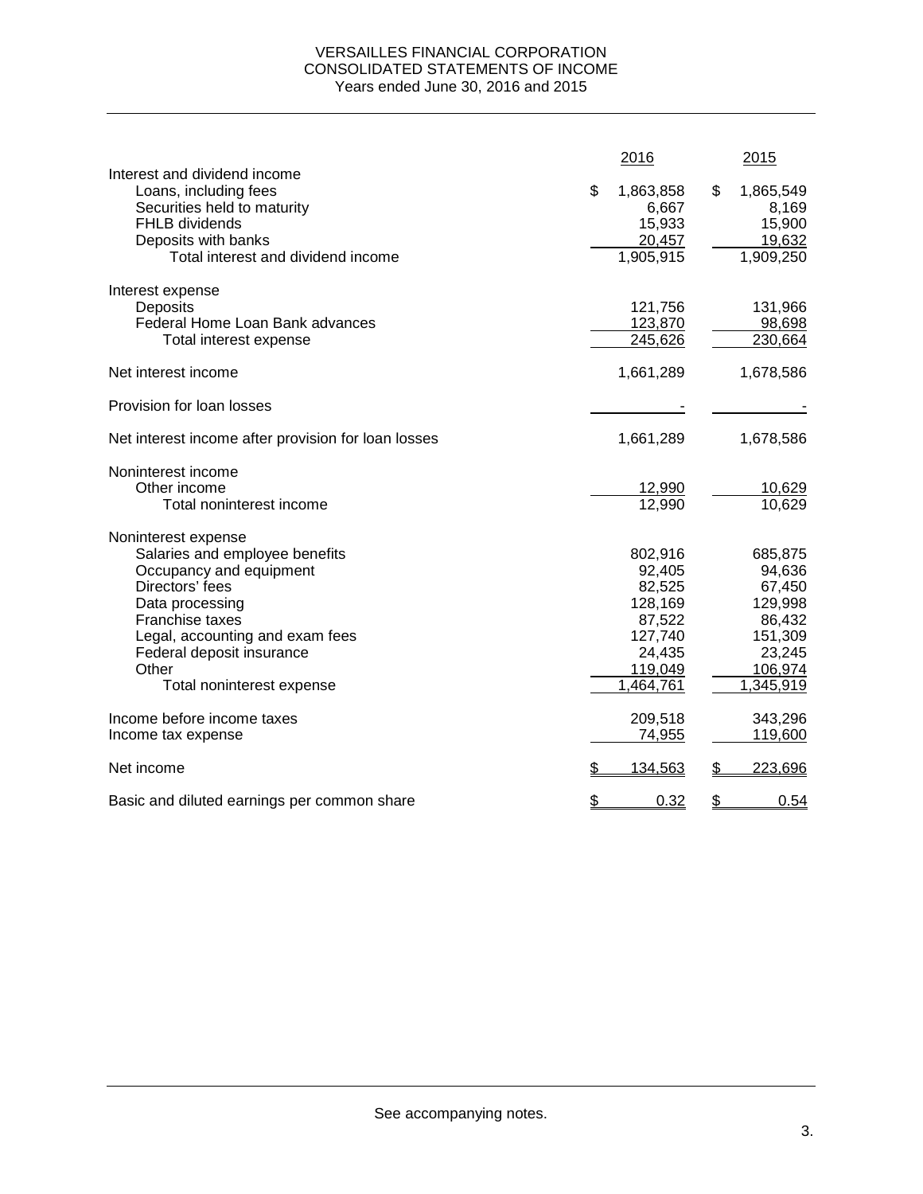# VERSAILLES FINANCIAL CORPORATION
## CONSOLIDATED STATEMENTS OF INCOME
### Years ended June 30, 2016 and 2015

| | 2016 | 2015 |
|---|---|---|
| **Interest and dividend income** | | |
| Loans, including fees | $ 1,863,858 | $ 1,865,549 |
| Securities held to maturity | 6,667 | 8,169 |
| FHLB dividends | 15,933 | 15,900 |
| Deposits with banks | 20,457 | 19,632 |
| Total interest and dividend income | 1,905,915 | 1,909,250 |
| **Interest expense** | | |
| Deposits | 121,756 | 131,966 |
| Federal Home Loan Bank advances | 123,870 | 98,698 |
| Total interest expense | 245,626 | 230,664 |
| Net interest income | 1,661,289 | 1,678,586 |
| Provision for loan losses | - | - |
| Net interest income after provision for loan losses | 1,661,289 | 1,678,586 |
| **Noninterest income** | | |
| Other income | 12,990 | 10,629 |
| Total noninterest income | 12,990 | 10,629 |
| **Noninterest expense** | | |
| Salaries and employee benefits | 802,916 | 685,875 |
| Occupancy and equipment | 92,405 | 94,636 |
| Directors' fees | 82,525 | 67,450 |
| Data processing | 128,169 | 129,998 |
| Franchise taxes | 87,522 | 86,432 |
| Legal, accounting and exam fees | 127,740 | 151,309 |
| Federal deposit insurance | 24,435 | 23,245 |
| Other | 119,049 | 106,974 |
| Total noninterest expense | 1,464,761 | 1,345,919 |
| Income before income taxes | 209,518 | 343,296 |
| Income tax expense | 74,955 | 119,600 |
| Net income | $ 134,563 | $ 223,696 |
| Basic and diluted earnings per common share | $ 0.32 | $ 0.54 |

See accompanying notes.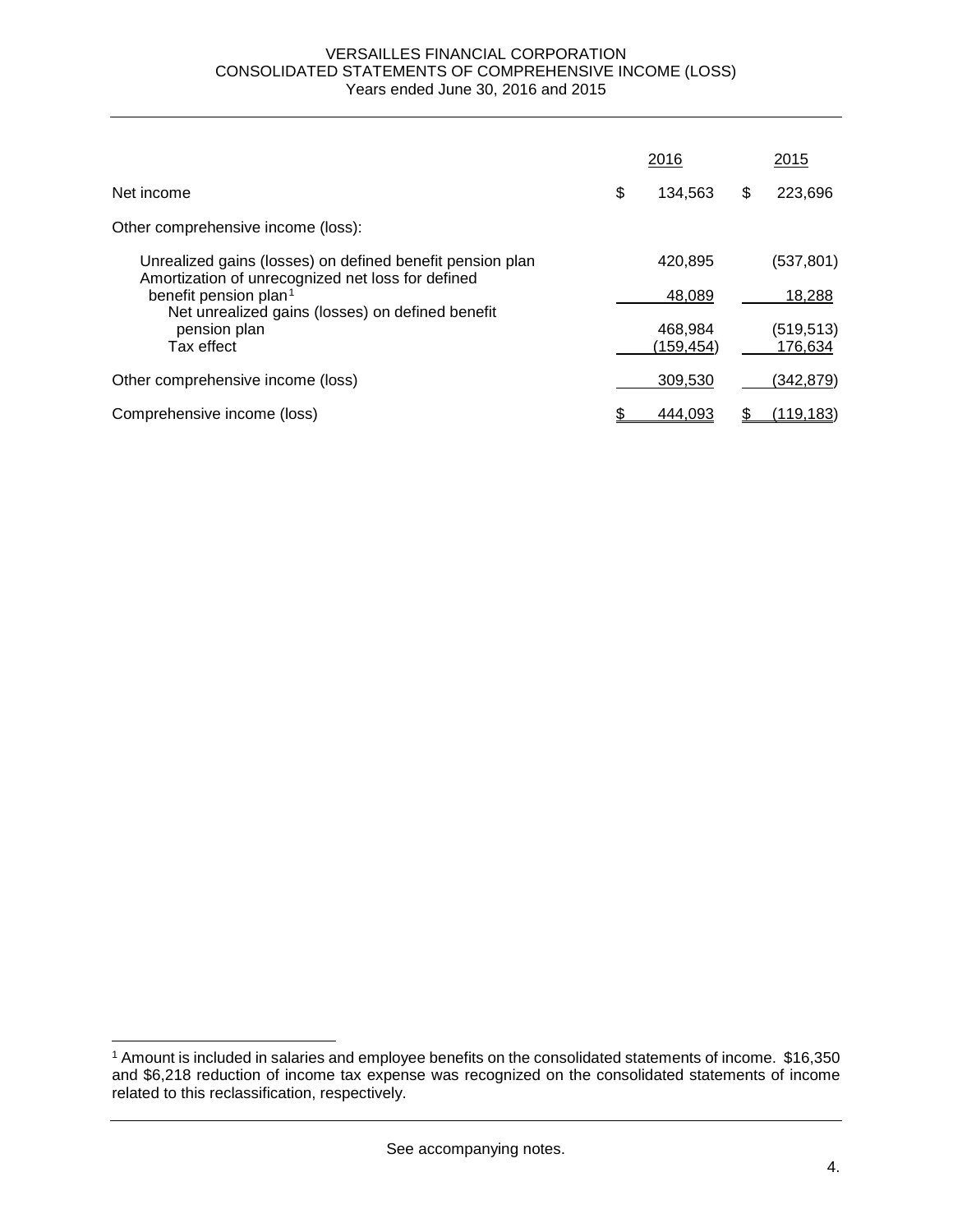VERSAILLES FINANCIAL CORPORATION
CONSOLIDATED STATEMENTS OF COMPREHENSIVE INCOME (LOSS)
Years ended June 30, 2016 and 2015

| | 2016 | 2015 |
|---|---|---|
| Net income | $ 134,563 | $ 223,696 |
| Other comprehensive income (loss): | | |
| Unrealized gains (losses) on defined benefit pension plan | 420,895 | (537,801) |
| Amortization of unrecognized net loss for defined benefit pension plan[1] | 48,089 | 18,288 |
| Net unrealized gains (losses) on defined benefit pension plan | 468,984 | (519,513) |
| Tax effect | (159,454) | 176,634 |
| Other comprehensive income (loss) | 309,530 | (342,879) |
| Comprehensive income (loss) | $ 444,093 | $ (119,183) |

[1] Amount is included in salaries and employee benefits on the consolidated statements of income. $16,350 and $6,218 reduction of income tax expense was recognized on the consolidated statements of income related to this reclassification, respectively.

See accompanying notes.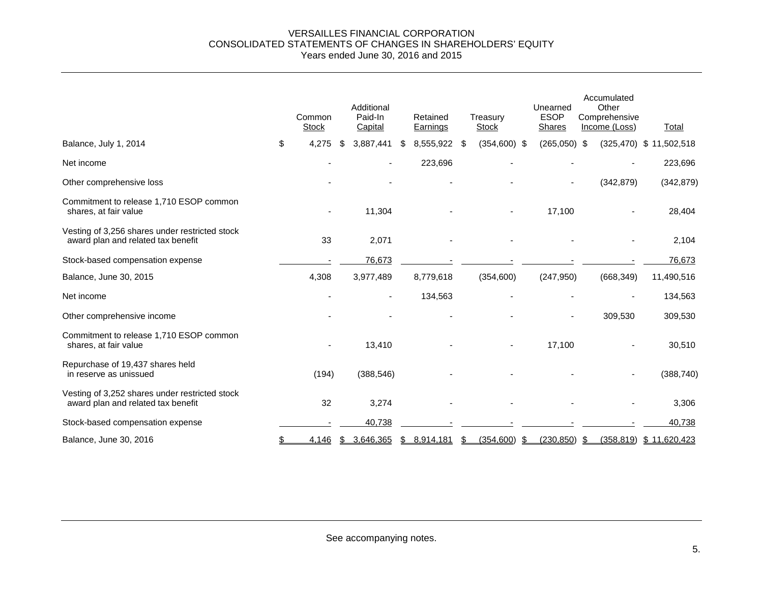# VERSAILLES FINANCIAL CORPORATION
## CONSOLIDATED STATEMENTS OF CHANGES IN SHAREHOLDERS' EQUITY
### Years ended June 30, 2016 and 2015

| | Common Stock | Additional Paid-In Capital | Retained Earnings | Treasury Stock | Unearned ESOP Shares | Accumulated Other Comprehensive Income (Loss) | Total |
|---|---|---|---|---|---|---|---|
| Balance, July 1, 2014 | $ 4,275 | $ 3,887,441 | $ 8,555,922 | $ (354,600) | $ (265,050) | $ (325,470) | $ 11,502,518 |
| Net income | - | - | 223,696 | - | - | - | 223,696 |
| Other comprehensive loss | - | - | - | - | - | (342,879) | (342,879) |
| Commitment to release 1,710 ESOP common shares, at fair value | - | 11,304 | - | - | 17,100 | - | 28,404 |
| Vesting of 3,256 shares under restricted stock award plan and related tax benefit | 33 | 2,071 | - | - | - | - | 2,104 |
| Stock-based compensation expense | - | 76,673 | - | - | - | - | 76,673 |
| Balance, June 30, 2015 | 4,308 | 3,977,489 | 8,779,618 | (354,600) | (247,950) | (668,349) | 11,490,516 |
| Net income | - | - | 134,563 | - | - | - | 134,563 |
| Other comprehensive income | - | - | - | - | - | 309,530 | 309,530 |
| Commitment to release 1,710 ESOP common shares, at fair value | - | 13,410 | - | - | 17,100 | - | 30,510 |
| Repurchase of 19,437 shares held in reserve as unissued | (194) | (388,546) | - | - | - | - | (388,740) |
| Vesting of 3,252 shares under restricted stock award plan and related tax benefit | 32 | 3,274 | - | - | - | - | 3,306 |
| Stock-based compensation expense | - | 40,738 | - | - | - | - | 40,738 |
| Balance, June 30, 2016 | $ 4,146 | $ 3,646,365 | $ 8,914,181 | $ (354,600) | $ (230,850) | $ (358,819) | $ 11,620,423 |

See accompanying notes.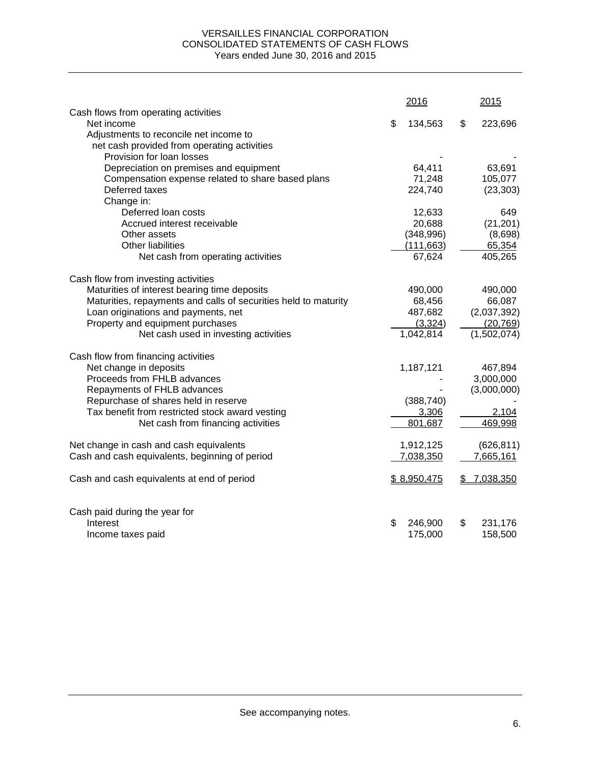# VERSAILLES FINANCIAL CORPORATION
## CONSOLIDATED STATEMENTS OF CASH FLOWS
Years ended June 30, 2016 and 2015

| | 2016 | 2015 |
|---|---|---|
| Cash flows from operating activities | | |
| Net income | $ 134,563 | $ 223,696 |
| Adjustments to reconcile net income to net cash provided from operating activities | | |
| Provision for loan losses | - | - |
| Depreciation on premises and equipment | 64,411 | 63,691 |
| Compensation expense related to share based plans | 71,248 | 105,077 |
| Deferred taxes | 224,740 | (23,303) |
| Change in: | | |
| Deferred loan costs | 12,633 | 649 |
| Accrued interest receivable | 20,688 | (21,201) |
| Other assets | (348,996) | (8,698) |
| Other liabilities | (111,663) | 65,354 |
| Net cash from operating activities | 67,624 | 405,265 |
| | | |
| Cash flow from investing activities | | |
| Maturities of interest bearing time deposits | 490,000 | 490,000 |
| Maturities, repayments and calls of securities held to maturity | 68,456 | 66,087 |
| Loan originations and payments, net | 487,682 | (2,037,392) |
| Property and equipment purchases | (3,324) | (20,769) |
| Net cash used in investing activities | 1,042,814 | (1,502,074) |
| | | |
| Cash flow from financing activities | | |
| Net change in deposits | 1,187,121 | 467,894 |
| Proceeds from FHLB advances | - | 3,000,000 |
| Repayments of FHLB advances | - | (3,000,000) |
| Repurchase of shares held in reserve | (388,740) | - |
| Tax benefit from restricted stock award vesting | 3,306 | 2,104 |
| Net cash from financing activities | 801,687 | 469,998 |
| | | |
| Net change in cash and cash equivalents | 1,912,125 | (626,811) |
| Cash and cash equivalents, beginning of period | 7,038,350 | 7,665,161 |
| | | |
| Cash and cash equivalents at end of period | $ 8,950,475 | $ 7,038,350 |
| | | |
| Cash paid during the year for | | |
| Interest | $ 246,900 | $ 231,176 |
| Income taxes paid | 175,000 | 158,500 |

See accompanying notes.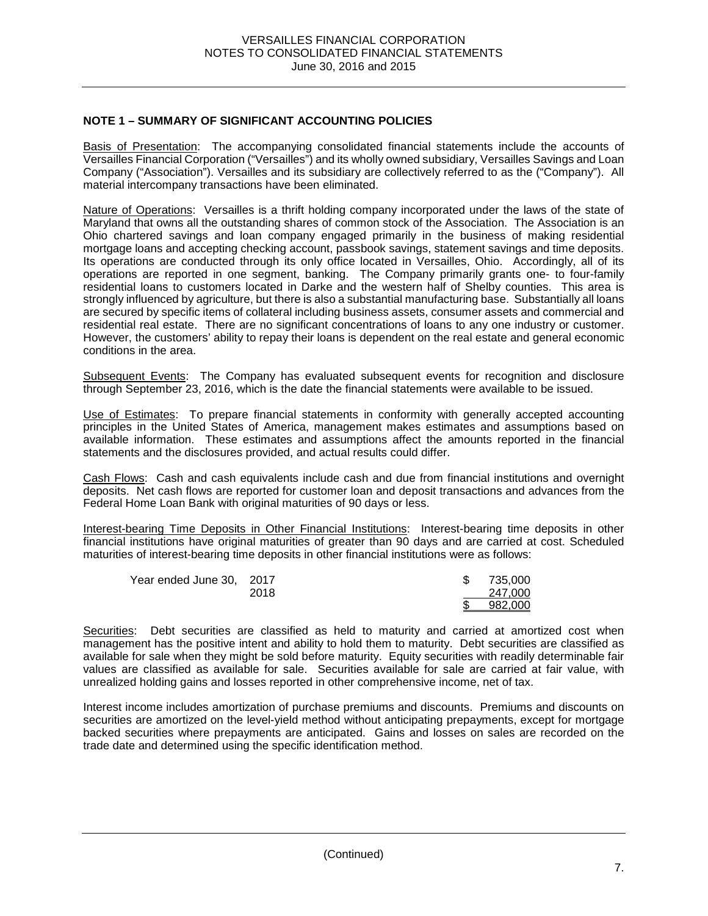## NOTE 1 – SUMMARY OF SIGNIFICANT ACCOUNTING POLICIES

Basis of Presentation: The accompanying consolidated financial statements include the accounts of Versailles Financial Corporation ("Versailles") and its wholly owned subsidiary, Versailles Savings and Loan Company ("Association"). Versailles and its subsidiary are collectively referred to as the ("Company"). All material intercompany transactions have been eliminated.

Nature of Operations: Versailles is a thrift holding company incorporated under the laws of the state of Maryland that owns all the outstanding shares of common stock of the Association. The Association is an Ohio chartered savings and loan company engaged primarily in the business of making residential mortgage loans and accepting checking account, passbook savings, statement savings and time deposits. Its operations are conducted through its only office located in Versailles, Ohio. Accordingly, all of its operations are reported in one segment, banking. The Company primarily grants one- to four-family residential loans to customers located in Darke and the western half of Shelby counties. This area is strongly influenced by agriculture, but there is also a substantial manufacturing base. Substantially all loans are secured by specific items of collateral including business assets, consumer assets and commercial and residential real estate. There are no significant concentrations of loans to any one industry or customer. However, the customers' ability to repay their loans is dependent on the real estate and general economic conditions in the area.

Subsequent Events: The Company has evaluated subsequent events for recognition and disclosure through September 23, 2016, which is the date the financial statements were available to be issued.

Use of Estimates: To prepare financial statements in conformity with generally accepted accounting principles in the United States of America, management makes estimates and assumptions based on available information. These estimates and assumptions affect the amounts reported in the financial statements and the disclosures provided, and actual results could differ.

Cash Flows: Cash and cash equivalents include cash and due from financial institutions and overnight deposits. Net cash flows are reported for customer loan and deposit transactions and advances from the Federal Home Loan Bank with original maturities of 90 days or less.

Interest-bearing Time Deposits in Other Financial Institutions: Interest-bearing time deposits in other financial institutions have original maturities of greater than 90 days and are carried at cost. Scheduled maturities of interest-bearing time deposits in other financial institutions were as follows:

| | | |
|---|---|---|
| Year ended June 30, | 2017 | $ 735,000 |
| | 2018 | 247,000 |
| | | $ 982,000 |

Securities: Debt securities are classified as held to maturity and carried at amortized cost when management has the positive intent and ability to hold them to maturity. Debt securities are classified as available for sale when they might be sold before maturity. Equity securities with readily determinable fair values are classified as available for sale. Securities available for sale are carried at fair value, with unrealized holding gains and losses reported in other comprehensive income, net of tax.

Interest income includes amortization of purchase premiums and discounts. Premiums and discounts on securities are amortized on the level-yield method without anticipating prepayments, except for mortgage backed securities where prepayments are anticipated. Gains and losses on sales are recorded on the trade date and determined using the specific identification method.

(Continued)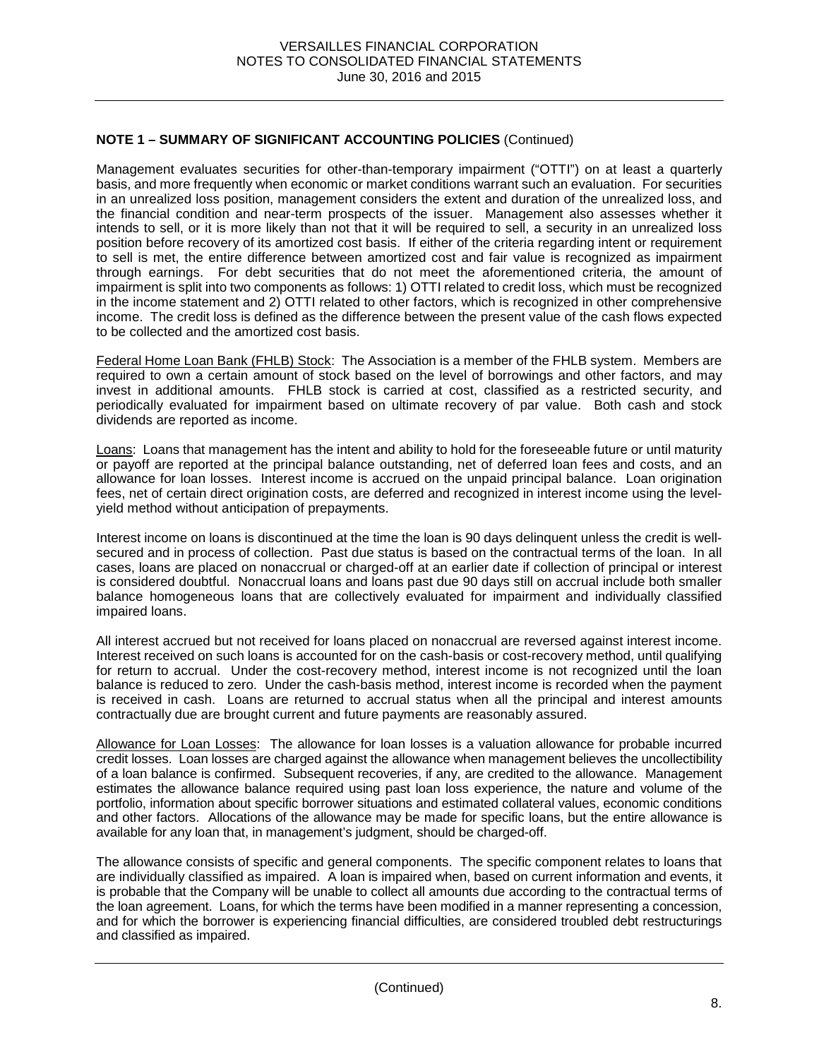**NOTE 1 – SUMMARY OF SIGNIFICANT ACCOUNTING POLICIES** (Continued)

Management evaluates securities for other-than-temporary impairment ("OTTI") on at least a quarterly basis, and more frequently when economic or market conditions warrant such an evaluation. For securities in an unrealized loss position, management considers the extent and duration of the unrealized loss, and the financial condition and near-term prospects of the issuer. Management also assesses whether it intends to sell, or it is more likely than not that it will be required to sell, a security in an unrealized loss position before recovery of its amortized cost basis. If either of the criteria regarding intent or requirement to sell is met, the entire difference between amortized cost and fair value is recognized as impairment through earnings. For debt securities that do not meet the aforementioned criteria, the amount of impairment is split into two components as follows: 1) OTTI related to credit loss, which must be recognized in the income statement and 2) OTTI related to other factors, which is recognized in other comprehensive income. The credit loss is defined as the difference between the present value of the cash flows expected to be collected and the amortized cost basis.

Federal Home Loan Bank (FHLB) Stock: The Association is a member of the FHLB system. Members are required to own a certain amount of stock based on the level of borrowings and other factors, and may invest in additional amounts. FHLB stock is carried at cost, classified as a restricted security, and periodically evaluated for impairment based on ultimate recovery of par value. Both cash and stock dividends are reported as income.

Loans: Loans that management has the intent and ability to hold for the foreseeable future or until maturity or payoff are reported at the principal balance outstanding, net of deferred loan fees and costs, and an allowance for loan losses. Interest income is accrued on the unpaid principal balance. Loan origination fees, net of certain direct origination costs, are deferred and recognized in interest income using the level-yield method without anticipation of prepayments.

Interest income on loans is discontinued at the time the loan is 90 days delinquent unless the credit is well-secured and in process of collection. Past due status is based on the contractual terms of the loan. In all cases, loans are placed on nonaccrual or charged-off at an earlier date if collection of principal or interest is considered doubtful. Nonaccrual loans and loans past due 90 days still on accrual include both smaller balance homogeneous loans that are collectively evaluated for impairment and individually classified impaired loans.

All interest accrued but not received for loans placed on nonaccrual are reversed against interest income. Interest received on such loans is accounted for on the cash-basis or cost-recovery method, until qualifying for return to accrual. Under the cost-recovery method, interest income is not recognized until the loan balance is reduced to zero. Under the cash-basis method, interest income is recorded when the payment is received in cash. Loans are returned to accrual status when all the principal and interest amounts contractually due are brought current and future payments are reasonably assured.

Allowance for Loan Losses: The allowance for loan losses is a valuation allowance for probable incurred credit losses. Loan losses are charged against the allowance when management believes the uncollectibility of a loan balance is confirmed. Subsequent recoveries, if any, are credited to the allowance. Management estimates the allowance balance required using past loan loss experience, the nature and volume of the portfolio, information about specific borrower situations and estimated collateral values, economic conditions and other factors. Allocations of the allowance may be made for specific loans, but the entire allowance is available for any loan that, in management's judgment, should be charged-off.

The allowance consists of specific and general components. The specific component relates to loans that are individually classified as impaired. A loan is impaired when, based on current information and events, it is probable that the Company will be unable to collect all amounts due according to the contractual terms of the loan agreement. Loans, for which the terms have been modified in a manner representing a concession, and for which the borrower is experiencing financial difficulties, are considered troubled debt restructurings and classified as impaired.

(Continued)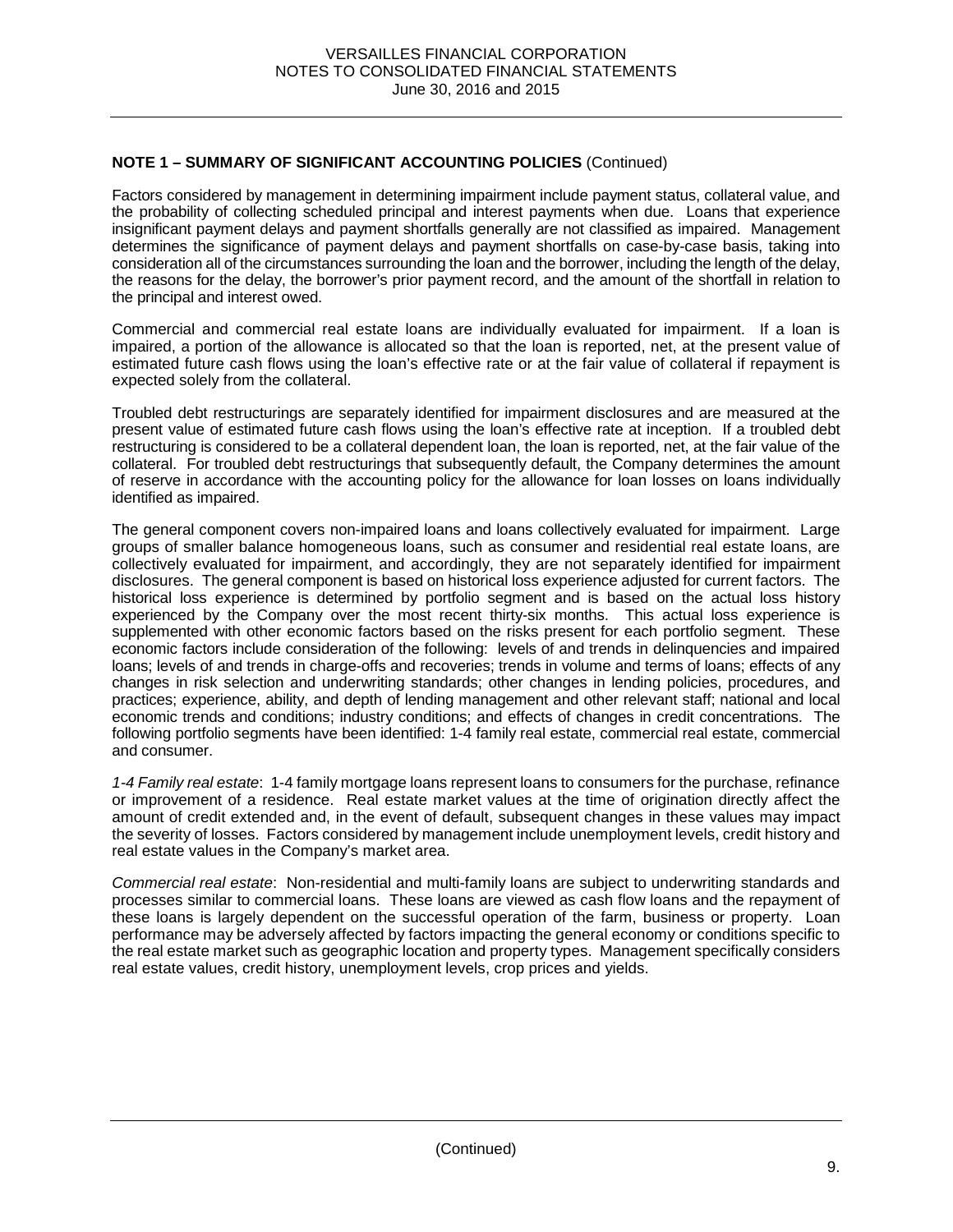**NOTE 1 – SUMMARY OF SIGNIFICANT ACCOUNTING POLICIES** (Continued)

Factors considered by management in determining impairment include payment status, collateral value, and the probability of collecting scheduled principal and interest payments when due. Loans that experience insignificant payment delays and payment shortfalls generally are not classified as impaired. Management determines the significance of payment delays and payment shortfalls on case-by-case basis, taking into consideration all of the circumstances surrounding the loan and the borrower, including the length of the delay, the reasons for the delay, the borrower's prior payment record, and the amount of the shortfall in relation to the principal and interest owed.

Commercial and commercial real estate loans are individually evaluated for impairment. If a loan is impaired, a portion of the allowance is allocated so that the loan is reported, net, at the present value of estimated future cash flows using the loan's effective rate or at the fair value of collateral if repayment is expected solely from the collateral.

Troubled debt restructurings are separately identified for impairment disclosures and are measured at the present value of estimated future cash flows using the loan's effective rate at inception. If a troubled debt restructuring is considered to be a collateral dependent loan, the loan is reported, net, at the fair value of the collateral. For troubled debt restructurings that subsequently default, the Company determines the amount of reserve in accordance with the accounting policy for the allowance for loan losses on loans individually identified as impaired.

The general component covers non-impaired loans and loans collectively evaluated for impairment. Large groups of smaller balance homogeneous loans, such as consumer and residential real estate loans, are collectively evaluated for impairment, and accordingly, they are not separately identified for impairment disclosures. The general component is based on historical loss experience adjusted for current factors. The historical loss experience is determined by portfolio segment and is based on the actual loss history experienced by the Company over the most recent thirty-six months. This actual loss experience is supplemented with other economic factors based on the risks present for each portfolio segment. These economic factors include consideration of the following: levels of and trends in delinquencies and impaired loans; levels of and trends in charge-offs and recoveries; trends in volume and terms of loans; effects of any changes in risk selection and underwriting standards; other changes in lending policies, procedures, and practices; experience, ability, and depth of lending management and other relevant staff; national and local economic trends and conditions; industry conditions; and effects of changes in credit concentrations. The following portfolio segments have been identified: 1-4 family real estate, commercial real estate, commercial and consumer.

*1-4 Family real estate*: 1-4 family mortgage loans represent loans to consumers for the purchase, refinance or improvement of a residence. Real estate market values at the time of origination directly affect the amount of credit extended and, in the event of default, subsequent changes in these values may impact the severity of losses. Factors considered by management include unemployment levels, credit history and real estate values in the Company's market area.

*Commercial real estate*: Non-residential and multi-family loans are subject to underwriting standards and processes similar to commercial loans. These loans are viewed as cash flow loans and the repayment of these loans is largely dependent on the successful operation of the farm, business or property. Loan performance may be adversely affected by factors impacting the general economy or conditions specific to the real estate market such as geographic location and property types. Management specifically considers real estate values, credit history, unemployment levels, crop prices and yields.

(Continued)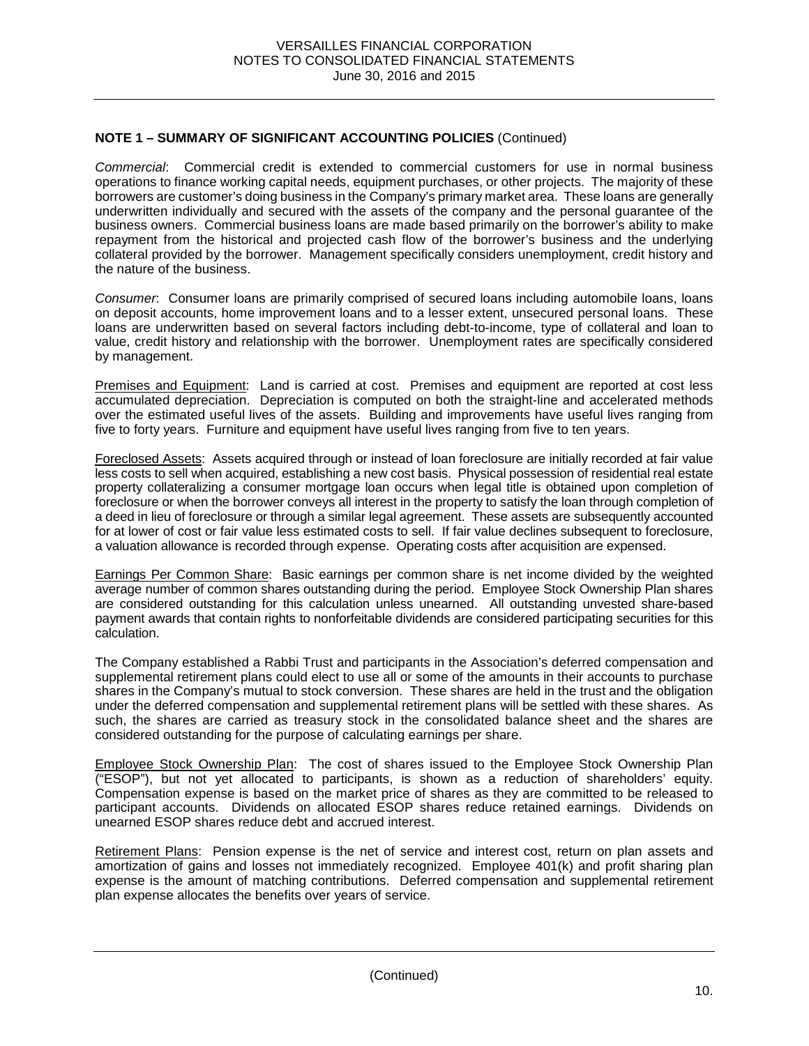**NOTE 1 – SUMMARY OF SIGNIFICANT ACCOUNTING POLICIES** (Continued)

*Commercial*: Commercial credit is extended to commercial customers for use in normal business operations to finance working capital needs, equipment purchases, or other projects. The majority of these borrowers are customer's doing business in the Company's primary market area. These loans are generally underwritten individually and secured with the assets of the company and the personal guarantee of the business owners. Commercial business loans are made based primarily on the borrower's ability to make repayment from the historical and projected cash flow of the borrower's business and the underlying collateral provided by the borrower. Management specifically considers unemployment, credit history and the nature of the business.

*Consumer*: Consumer loans are primarily comprised of secured loans including automobile loans, loans on deposit accounts, home improvement loans and to a lesser extent, unsecured personal loans. These loans are underwritten based on several factors including debt-to-income, type of collateral and loan to value, credit history and relationship with the borrower. Unemployment rates are specifically considered by management.

Premises and Equipment: Land is carried at cost. Premises and equipment are reported at cost less accumulated depreciation. Depreciation is computed on both the straight-line and accelerated methods over the estimated useful lives of the assets. Building and improvements have useful lives ranging from five to forty years. Furniture and equipment have useful lives ranging from five to ten years.

Foreclosed Assets: Assets acquired through or instead of loan foreclosure are initially recorded at fair value less costs to sell when acquired, establishing a new cost basis. Physical possession of residential real estate property collateralizing a consumer mortgage loan occurs when legal title is obtained upon completion of foreclosure or when the borrower conveys all interest in the property to satisfy the loan through completion of a deed in lieu of foreclosure or through a similar legal agreement. These assets are subsequently accounted for at lower of cost or fair value less estimated costs to sell. If fair value declines subsequent to foreclosure, a valuation allowance is recorded through expense. Operating costs after acquisition are expensed.

Earnings Per Common Share: Basic earnings per common share is net income divided by the weighted average number of common shares outstanding during the period. Employee Stock Ownership Plan shares are considered outstanding for this calculation unless unearned. All outstanding unvested share-based payment awards that contain rights to nonforfeitable dividends are considered participating securities for this calculation.

The Company established a Rabbi Trust and participants in the Association's deferred compensation and supplemental retirement plans could elect to use all or some of the amounts in their accounts to purchase shares in the Company's mutual to stock conversion. These shares are held in the trust and the obligation under the deferred compensation and supplemental retirement plans will be settled with these shares. As such, the shares are carried as treasury stock in the consolidated balance sheet and the shares are considered outstanding for the purpose of calculating earnings per share.

Employee Stock Ownership Plan: The cost of shares issued to the Employee Stock Ownership Plan ("ESOP"), but not yet allocated to participants, is shown as a reduction of shareholders' equity. Compensation expense is based on the market price of shares as they are committed to be released to participant accounts. Dividends on allocated ESOP shares reduce retained earnings. Dividends on unearned ESOP shares reduce debt and accrued interest.

Retirement Plans: Pension expense is the net of service and interest cost, return on plan assets and amortization of gains and losses not immediately recognized. Employee 401(k) and profit sharing plan expense is the amount of matching contributions. Deferred compensation and supplemental retirement plan expense allocates the benefits over years of service.

(Continued)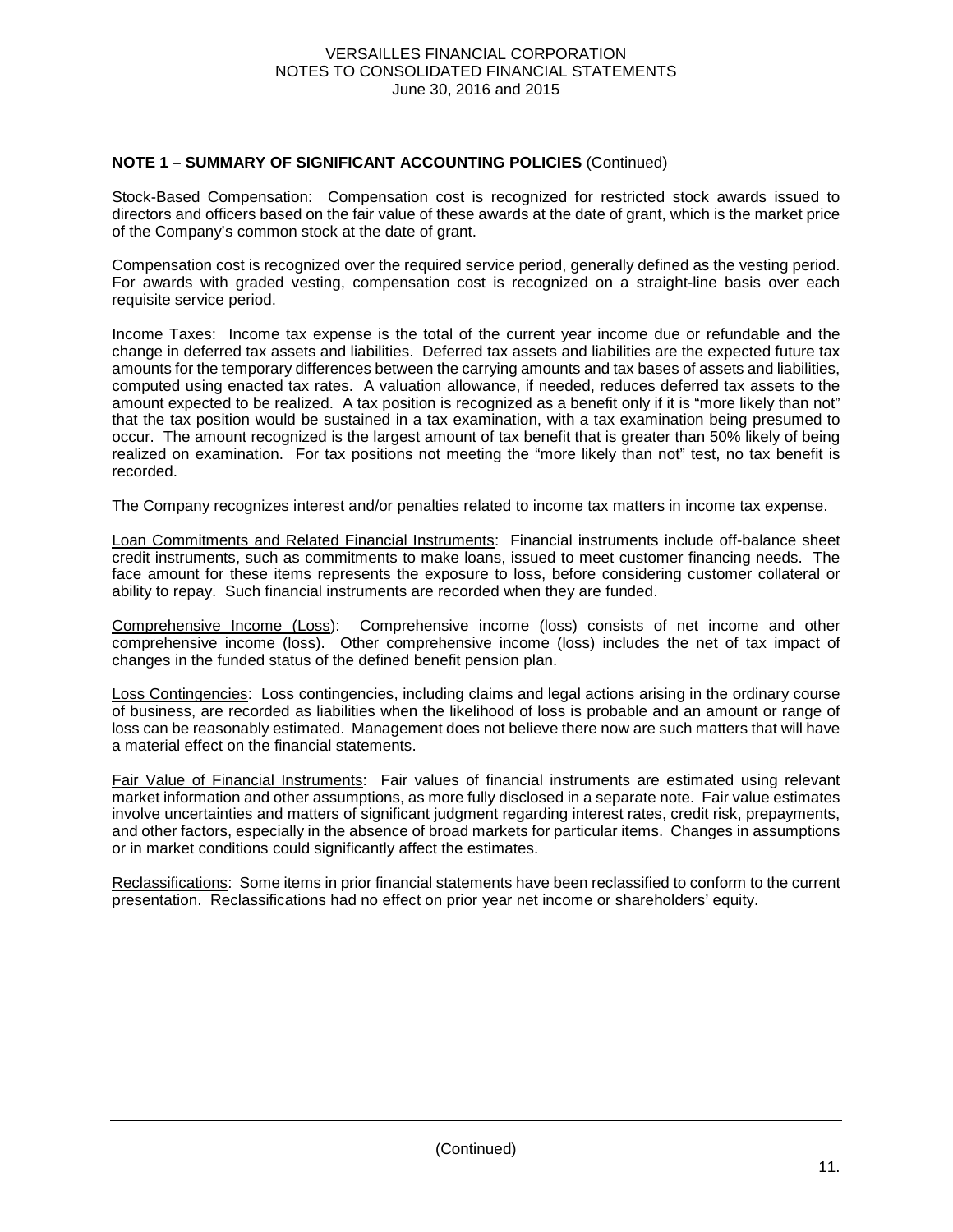**NOTE 1 – SUMMARY OF SIGNIFICANT ACCOUNTING POLICIES** (Continued)

Stock-Based Compensation: Compensation cost is recognized for restricted stock awards issued to directors and officers based on the fair value of these awards at the date of grant, which is the market price of the Company's common stock at the date of grant.

Compensation cost is recognized over the required service period, generally defined as the vesting period. For awards with graded vesting, compensation cost is recognized on a straight-line basis over each requisite service period.

Income Taxes: Income tax expense is the total of the current year income due or refundable and the change in deferred tax assets and liabilities. Deferred tax assets and liabilities are the expected future tax amounts for the temporary differences between the carrying amounts and tax bases of assets and liabilities, computed using enacted tax rates. A valuation allowance, if needed, reduces deferred tax assets to the amount expected to be realized. A tax position is recognized as a benefit only if it is "more likely than not" that the tax position would be sustained in a tax examination, with a tax examination being presumed to occur. The amount recognized is the largest amount of tax benefit that is greater than 50% likely of being realized on examination. For tax positions not meeting the "more likely than not" test, no tax benefit is recorded.

The Company recognizes interest and/or penalties related to income tax matters in income tax expense.

Loan Commitments and Related Financial Instruments: Financial instruments include off-balance sheet credit instruments, such as commitments to make loans, issued to meet customer financing needs. The face amount for these items represents the exposure to loss, before considering customer collateral or ability to repay. Such financial instruments are recorded when they are funded.

Comprehensive Income (Loss): Comprehensive income (loss) consists of net income and other comprehensive income (loss). Other comprehensive income (loss) includes the net of tax impact of changes in the funded status of the defined benefit pension plan.

Loss Contingencies: Loss contingencies, including claims and legal actions arising in the ordinary course of business, are recorded as liabilities when the likelihood of loss is probable and an amount or range of loss can be reasonably estimated. Management does not believe there now are such matters that will have a material effect on the financial statements.

Fair Value of Financial Instruments: Fair values of financial instruments are estimated using relevant market information and other assumptions, as more fully disclosed in a separate note. Fair value estimates involve uncertainties and matters of significant judgment regarding interest rates, credit risk, prepayments, and other factors, especially in the absence of broad markets for particular items. Changes in assumptions or in market conditions could significantly affect the estimates.

Reclassifications: Some items in prior financial statements have been reclassified to conform to the current presentation. Reclassifications had no effect on prior year net income or shareholders' equity.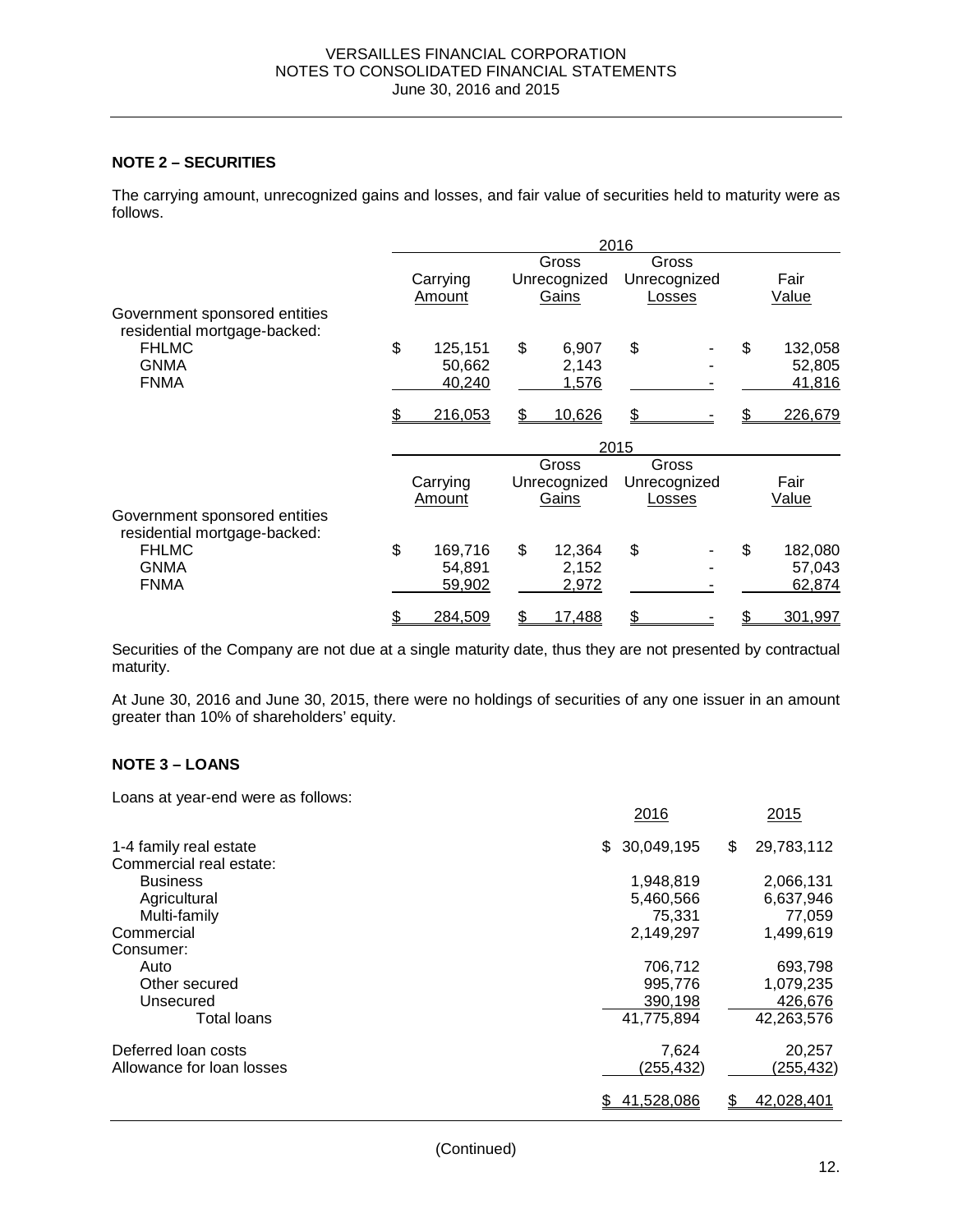## NOTE 2 – SECURITIES

The carrying amount, unrecognized gains and losses, and fair value of securities held to maturity were as follows.

| | 2016 | | | |
|---|---|---|---|---|
| | Carrying Amount | Gross Unrecognized Gains | Gross Unrecognized Losses | Fair Value |
| Government sponsored entities residential mortgage-backed: | | | | |
| FHLMC | $ 125,151 | $ 6,907 | $ - | $ 132,058 |
| GNMA | 50,662 | 2,143 | - | 52,805 |
| FNMA | 40,240 | 1,576 | - | 41,816 |
| | $ 216,053 | $ 10,626 | $ - | $ 226,679 |

| | 2015 | | | |
|---|---|---|---|---|
| | Carrying Amount | Gross Unrecognized Gains | Gross Unrecognized Losses | Fair Value |
| Government sponsored entities residential mortgage-backed: | | | | |
| FHLMC | $ 169,716 | $ 12,364 | $ - | $ 182,080 |
| GNMA | 54,891 | 2,152 | - | 57,043 |
| FNMA | 59,902 | 2,972 | - | 62,874 |
| | $ 284,509 | $ 17,488 | $ - | $ 301,997 |

Securities of the Company are not due at a single maturity date, thus they are not presented by contractual maturity.

At June 30, 2016 and June 30, 2015, there were no holdings of securities of any one issuer in an amount greater than 10% of shareholders' equity.

## NOTE 3 – LOANS

Loans at year-end were as follows:

| | 2016 | 2015 |
|---|---|---|
| 1-4 family real estate | $ 30,049,195 | $ 29,783,112 |
| Commercial real estate: | | |
| Business | 1,948,819 | 2,066,131 |
| Agricultural | 5,460,566 | 6,637,946 |
| Multi-family | 75,331 | 77,059 |
| Commercial | 2,149,297 | 1,499,619 |
| Consumer: | | |
| Auto | 706,712 | 693,798 |
| Other secured | 995,776 | 1,079,235 |
| Unsecured | 390,198 | 426,676 |
| Total loans | 41,775,894 | 42,263,576 |
| Deferred loan costs | 7,624 | 20,257 |
| Allowance for loan losses | (255,432) | (255,432) |
| | $ 41,528,086 | $ 42,028,401 |

(Continued)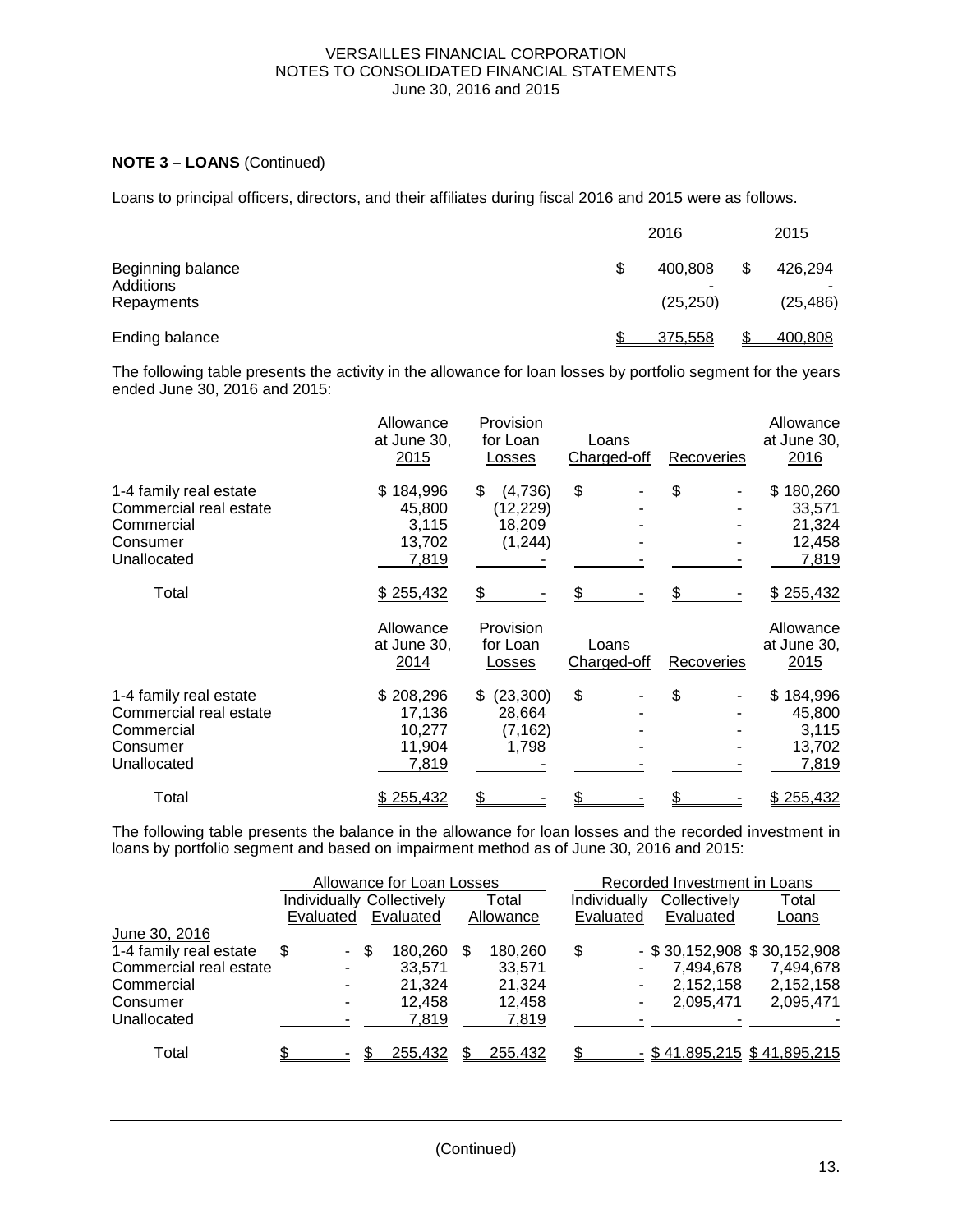**NOTE 3 – LOANS** (Continued)

Loans to principal officers, directors, and their affiliates during fiscal 2016 and 2015 were as follows.

| | 2016 | 2015 |
|---|---|---|
| Beginning balance | $ 400,808 | $ 426,294 |
| Additions | - | - |
| Repayments | (25,250) | (25,486) |
| Ending balance | $ 375,558 | $ 400,808 |

The following table presents the activity in the allowance for loan losses by portfolio segment for the years ended June 30, 2016 and 2015:

| | Allowance at June 30, 2015 | Provision for Loan Losses | Loans Charged-off | Recoveries | Allowance at June 30, 2016 |
|---|---|---|---|---|---|
| 1-4 family real estate | $ 184,996 | $ (4,736) | $ - | $ - | $ 180,260 |
| Commercial real estate | 45,800 | (12,229) | - | - | 33,571 |
| Commercial | 3,115 | 18,209 | - | - | 21,324 |
| Consumer | 13,702 | (1,244) | - | - | 12,458 |
| Unallocated | 7,819 | - | - | - | 7,819 |
| Total | $ 255,432 | $ - | $ - | $ - | $ 255,432 |

| | Allowance at June 30, 2014 | Provision for Loan Losses | Loans Charged-off | Recoveries | Allowance at June 30, 2015 |
|---|---|---|---|---|---|
| 1-4 family real estate | $ 208,296 | $ (23,300) | $ - | $ - | $ 184,996 |
| Commercial real estate | 17,136 | 28,664 | - | - | 45,800 |
| Commercial | 10,277 | (7,162) | - | - | 3,115 |
| Consumer | 11,904 | 1,798 | - | - | 13,702 |
| Unallocated | 7,819 | - | - | - | 7,819 |
| Total | $ 255,432 | $ - | $ - | $ - | $ 255,432 |

The following table presents the balance in the allowance for loan losses and the recorded investment in loans by portfolio segment and based on impairment method as of June 30, 2016 and 2015:

| | Allowance for Loan Losses | | | Recorded Investment in Loans | | |
|---|---|---|---|---|---|---|
| | Individually Evaluated | Collectively Evaluated | Total Allowance | Individually Evaluated | Collectively Evaluated | Total Loans |
| June 30, 2016 | | | | | | |
| 1-4 family real estate | $ - | $ 180,260 | $ 180,260 | $ - | $ 30,152,908 | $ 30,152,908 |
| Commercial real estate | - | 33,571 | 33,571 | - | 7,494,678 | 7,494,678 |
| Commercial | - | 21,324 | 21,324 | - | 2,152,158 | 2,152,158 |
| Consumer | - | 12,458 | 12,458 | - | 2,095,471 | 2,095,471 |
| Unallocated | - | 7,819 | 7,819 | - | - | - |
| Total | $ - | $ 255,432 | $ 255,432 | $ - | $ 41,895,215 | $ 41,895,215 |

(Continued)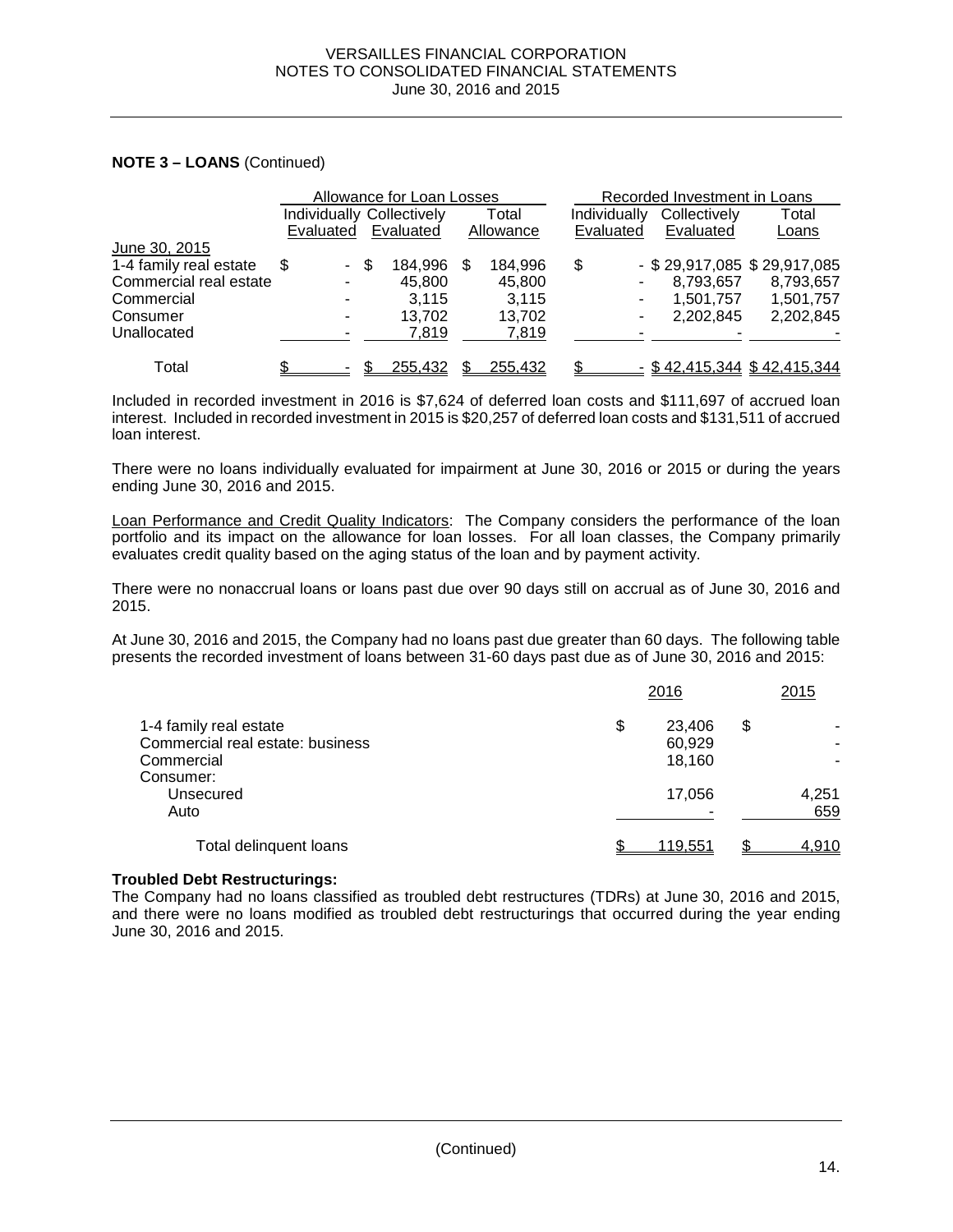**NOTE 3 – LOANS** (Continued)

| | Allowance for Loan Losses | | | Recorded Investment in Loans | | |
|---|---|---|---|---|---|---|
| | Individually Evaluated | Collectively Evaluated | Total Allowance | Individually Evaluated | Collectively Evaluated | Total Loans |
| June 30, 2015 | | | | | | |
| 1-4 family real estate | $ - | $ 184,996 | $ 184,996 | $ - | $ 29,917,085 | $ 29,917,085 |
| Commercial real estate | - | 45,800 | 45,800 | - | 8,793,657 | 8,793,657 |
| Commercial | - | 3,115 | 3,115 | - | 1,501,757 | 1,501,757 |
| Consumer | - | 13,702 | 13,702 | - | 2,202,845 | 2,202,845 |
| Unallocated | - | 7,819 | 7,819 | - | - | - |
| Total | $ - | $ 255,432 | $ 255,432 | $ - | $ 42,415,344 | $ 42,415,344 |

Included in recorded investment in 2016 is $7,624 of deferred loan costs and $111,697 of accrued loan interest. Included in recorded investment in 2015 is $20,257 of deferred loan costs and $131,511 of accrued loan interest.

There were no loans individually evaluated for impairment at June 30, 2016 or 2015 or during the years ending June 30, 2016 and 2015.

Loan Performance and Credit Quality Indicators: The Company considers the performance of the loan portfolio and its impact on the allowance for loan losses. For all loan classes, the Company primarily evaluates credit quality based on the aging status of the loan and by payment activity.

There were no nonaccrual loans or loans past due over 90 days still on accrual as of June 30, 2016 and 2015.

At June 30, 2016 and 2015, the Company had no loans past due greater than 60 days. The following table presents the recorded investment of loans between 31-60 days past due as of June 30, 2016 and 2015:

| | 2016 | 2015 |
|---|---|---|
| 1-4 family real estate | $ 23,406 | $ - |
| Commercial real estate: business | 60,929 | - |
| Commercial | 18,160 | - |
| Consumer: | | |
| Unsecured | 17,056 | 4,251 |
| Auto | - | 659 |
| Total delinquent loans | $ 119,551 | $ 4,910 |

**Troubled Debt Restructurings:**

The Company had no loans classified as troubled debt restructures (TDRs) at June 30, 2016 and 2015, and there were no loans modified as troubled debt restructurings that occurred during the year ending June 30, 2016 and 2015.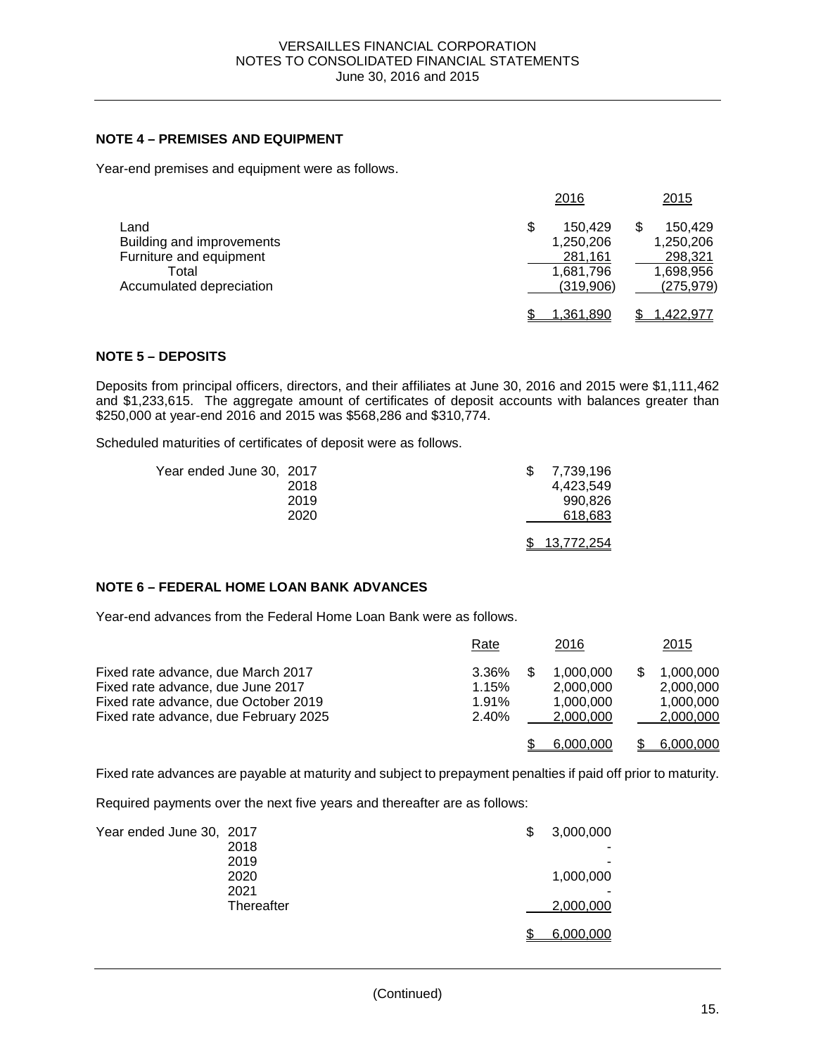## NOTE 4 – PREMISES AND EQUIPMENT

Year-end premises and equipment were as follows.

| | 2016 | 2015 |
|---|---|---|
| Land | $ 150,429 | $ 150,429 |
| Building and improvements | 1,250,206 | 1,250,206 |
| Furniture and equipment | 281,161 | 298,321 |
| Total | 1,681,796 | 1,698,956 |
| Accumulated depreciation | (319,906) | (275,979) |
| | $ 1,361,890 | $ 1,422,977 |

## NOTE 5 – DEPOSITS

Deposits from principal officers, directors, and their affiliates at June 30, 2016 and 2015 were $1,111,462 and $1,233,615. The aggregate amount of certificates of deposit accounts with balances greater than $250,000 at year-end 2016 and 2015 was $568,286 and $310,774.

Scheduled maturities of certificates of deposit were as follows.

| | |
|---|---|
| Year ended June 30, 2017 | $ 7,739,196 |
| 2018 | 4,423,549 |
| 2019 | 990,826 |
| 2020 | 618,683 |
| | $ 13,772,254 |

## NOTE 6 – FEDERAL HOME LOAN BANK ADVANCES

Year-end advances from the Federal Home Loan Bank were as follows.

| | Rate | 2016 | 2015 |
|---|---|---|---|
| Fixed rate advance, due March 2017 | 3.36% | $ 1,000,000 | $ 1,000,000 |
| Fixed rate advance, due June 2017 | 1.15% | 2,000,000 | 2,000,000 |
| Fixed rate advance, due October 2019 | 1.91% | 1,000,000 | 1,000,000 |
| Fixed rate advance, due February 2025 | 2.40% | 2,000,000 | 2,000,000 |
| | | $ 6,000,000 | $ 6,000,000 |

Fixed rate advances are payable at maturity and subject to prepayment penalties if paid off prior to maturity.

Required payments over the next five years and thereafter are as follows:

| | |
|---|---|
| Year ended June 30, 2017 | $ 3,000,000 |
| 2018 | - |
| 2019 | - |
| 2020 | 1,000,000 |
| 2021 | - |
| Thereafter | 2,000,000 |
| | $ 6,000,000 |

(Continued)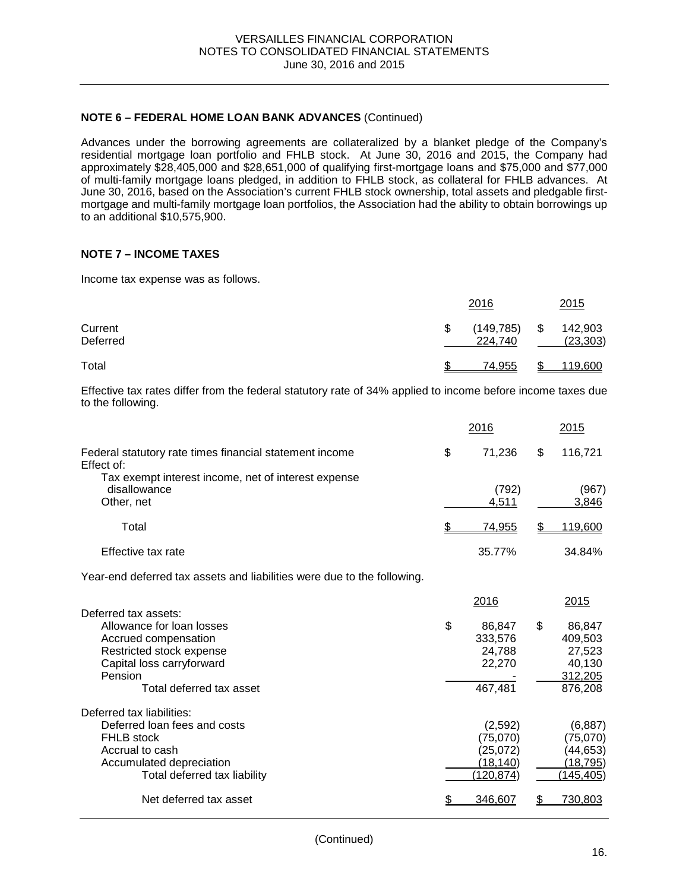**NOTE 6 – FEDERAL HOME LOAN BANK ADVANCES** (Continued)

Advances under the borrowing agreements are collateralized by a blanket pledge of the Company's residential mortgage loan portfolio and FHLB stock. At June 30, 2016 and 2015, the Company had approximately $28,405,000 and $28,651,000 of qualifying first-mortgage loans and $75,000 and $77,000 of multi-family mortgage loans pledged, in addition to FHLB stock, as collateral for FHLB advances. At June 30, 2016, based on the Association's current FHLB stock ownership, total assets and pledgable first-mortgage and multi-family mortgage loan portfolios, the Association had the ability to obtain borrowings up to an additional $10,575,900.

**NOTE 7 – INCOME TAXES**

Income tax expense was as follows.

| | 2016 | 2015 |
|---|---|---|
| Current | $ (149,785) | $ 142,903 |
| Deferred | 224,740 | (23,303) |
| Total | $ 74,955 | $ 119,600 |

Effective tax rates differ from the federal statutory rate of 34% applied to income before income taxes due to the following.

| | 2016 | 2015 |
|---|---|---|
| Federal statutory rate times financial statement income | $ 71,236 | $ 116,721 |
| Effect of: | | |
| Tax exempt interest income, net of interest expense disallowance | (792) | (967) |
| Other, net | 4,511 | 3,846 |
| Total | $ 74,955 | $ 119,600 |
| Effective tax rate | 35.77% | 34.84% |

Year-end deferred tax assets and liabilities were due to the following.

| | 2016 | 2015 |
|---|---|---|
| Deferred tax assets: | | |
| Allowance for loan losses | $ 86,847 | $ 86,847 |
| Accrued compensation | 333,576 | 409,503 |
| Restricted stock expense | 24,788 | 27,523 |
| Capital loss carryforward | 22,270 | 40,130 |
| Pension | - | 312,205 |
| Total deferred tax asset | 467,481 | 876,208 |
| Deferred tax liabilities: | | |
| Deferred loan fees and costs | (2,592) | (6,887) |
| FHLB stock | (75,070) | (75,070) |
| Accrual to cash | (25,072) | (44,653) |
| Accumulated depreciation | (18,140) | (18,795) |
| Total deferred tax liability | (120,874) | (145,405) |
| Net deferred tax asset | $ 346,607 | $ 730,803 |

(Continued)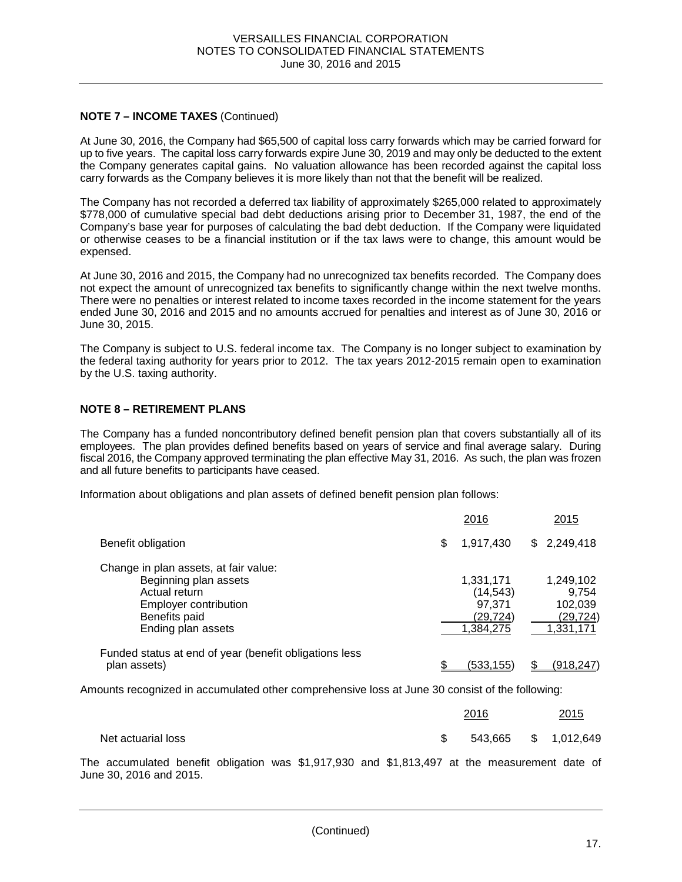**NOTE 7 – INCOME TAXES** (Continued)

At June 30, 2016, the Company had $65,500 of capital loss carry forwards which may be carried forward for up to five years. The capital loss carry forwards expire June 30, 2019 and may only be deducted to the extent the Company generates capital gains. No valuation allowance has been recorded against the capital loss carry forwards as the Company believes it is more likely than not that the benefit will be realized.

The Company has not recorded a deferred tax liability of approximately $265,000 related to approximately $778,000 of cumulative special bad debt deductions arising prior to December 31, 1987, the end of the Company's base year for purposes of calculating the bad debt deduction. If the Company were liquidated or otherwise ceases to be a financial institution or if the tax laws were to change, this amount would be expensed.

At June 30, 2016 and 2015, the Company had no unrecognized tax benefits recorded. The Company does not expect the amount of unrecognized tax benefits to significantly change within the next twelve months. There were no penalties or interest related to income taxes recorded in the income statement for the years ended June 30, 2016 and 2015 and no amounts accrued for penalties and interest as of June 30, 2016 or June 30, 2015.

The Company is subject to U.S. federal income tax. The Company is no longer subject to examination by the federal taxing authority for years prior to 2012. The tax years 2012-2015 remain open to examination by the U.S. taxing authority.

**NOTE 8 – RETIREMENT PLANS**

The Company has a funded noncontributory defined benefit pension plan that covers substantially all of its employees. The plan provides defined benefits based on years of service and final average salary. During fiscal 2016, the Company approved terminating the plan effective May 31, 2016. As such, the plan was frozen and all future benefits to participants have ceased.

Information about obligations and plan assets of defined benefit pension plan follows:

| | 2016 | 2015 |
|---|---|---|
| Benefit obligation | $ 1,917,430 | $ 2,249,418 |
| Change in plan assets, at fair value: | | |
| Beginning plan assets | 1,331,171 | 1,249,102 |
| Actual return | (14,543) | 9,754 |
| Employer contribution | 97,371 | 102,039 |
| Benefits paid | (29,724) | (29,724) |
| Ending plan assets | 1,384,275 | 1,331,171 |
| Funded status at end of year (benefit obligations less plan assets) | $ (533,155) | $ (918,247) |

Amounts recognized in accumulated other comprehensive loss at June 30 consist of the following:

| | 2016 | 2015 |
|---|---|---|
| Net actuarial loss | $ 543,665 | $ 1,012,649 |

The accumulated benefit obligation was $1,917,930 and $1,813,497 at the measurement date of June 30, 2016 and 2015.

(Continued)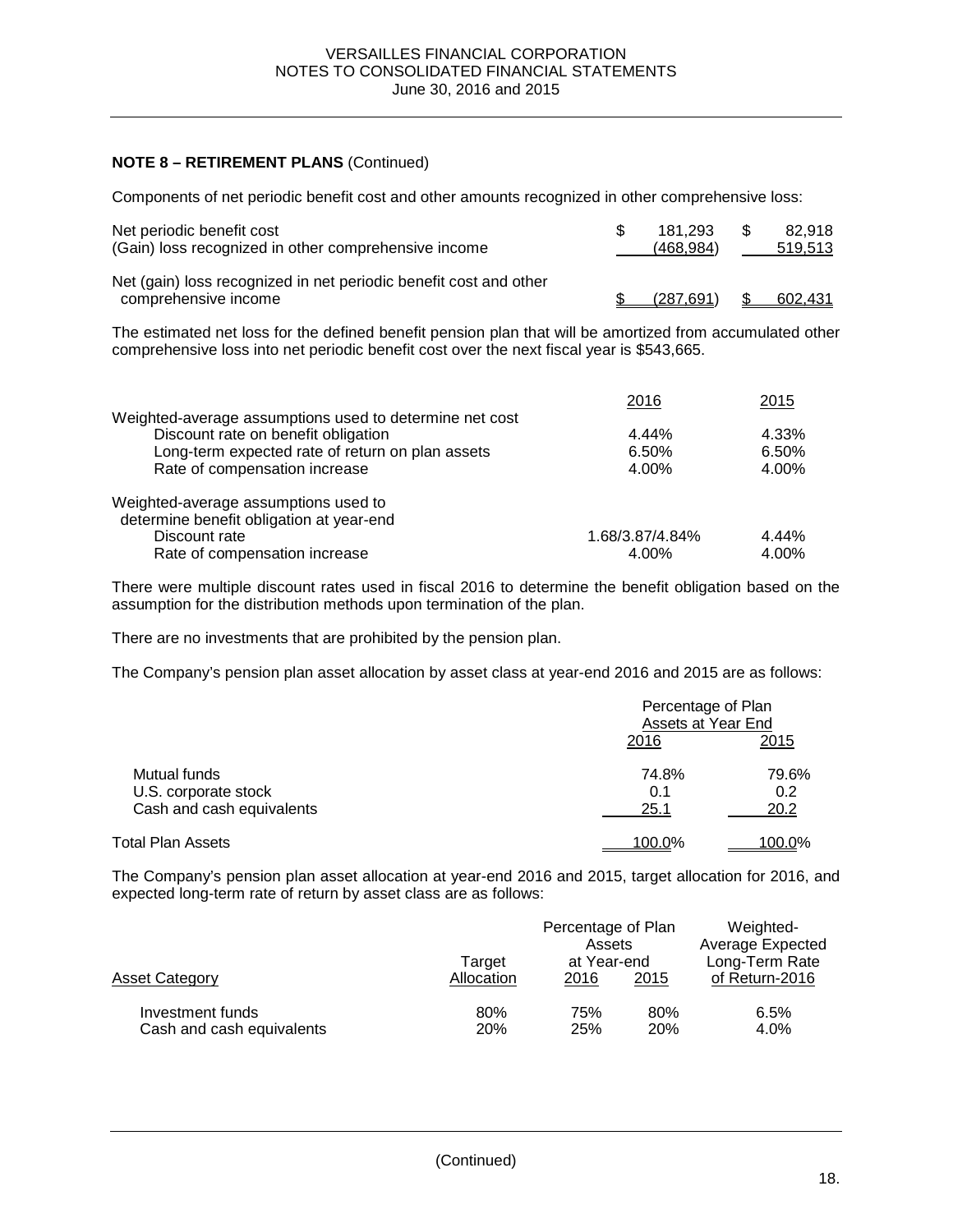**NOTE 8 – RETIREMENT PLANS** (Continued)

Components of net periodic benefit cost and other amounts recognized in other comprehensive loss:

| | | |
|---|---|---|
| Net periodic benefit cost | $ 181,293 | $ 82,918 |
| (Gain) loss recognized in other comprehensive income | (468,984) | 519,513 |
| Net (gain) loss recognized in net periodic benefit cost and other comprehensive income | $ (287,691) | $ 602,431 |

The estimated net loss for the defined benefit pension plan that will be amortized from accumulated other comprehensive loss into net periodic benefit cost over the next fiscal year is $543,665.

| | 2016 | 2015 |
|---|---|---|
| Weighted-average assumptions used to determine net cost | | |
| Discount rate on benefit obligation | 4.44% | 4.33% |
| Long-term expected rate of return on plan assets | 6.50% | 6.50% |
| Rate of compensation increase | 4.00% | 4.00% |
| Weighted-average assumptions used to determine benefit obligation at year-end | | |
| Discount rate | 1.68/3.87/4.84% | 4.44% |
| Rate of compensation increase | 4.00% | 4.00% |

There were multiple discount rates used in fiscal 2016 to determine the benefit obligation based on the assumption for the distribution methods upon termination of the plan.

There are no investments that are prohibited by the pension plan.

The Company's pension plan asset allocation by asset class at year-end 2016 and 2015 are as follows:

| | Percentage of Plan Assets at Year End | |
|---|---|---|
| | 2016 | 2015 |
| Mutual funds | 74.8% | 79.6% |
| U.S. corporate stock | 0.1 | 0.2 |
| Cash and cash equivalents | 25.1 | 20.2 |
| Total Plan Assets | 100.0% | 100.0% |

The Company's pension plan asset allocation at year-end 2016 and 2015, target allocation for 2016, and expected long-term rate of return by asset class are as follows:

| Asset Category | Target Allocation | Percentage of Plan Assets at Year-end 2016 | Percentage of Plan Assets at Year-end 2015 | Weighted-Average Expected Long-Term Rate of Return-2016 |
|---|---|---|---|---|
| Investment funds | 80% | 75% | 80% | 6.5% |
| Cash and cash equivalents | 20% | 25% | 20% | 4.0% |

(Continued)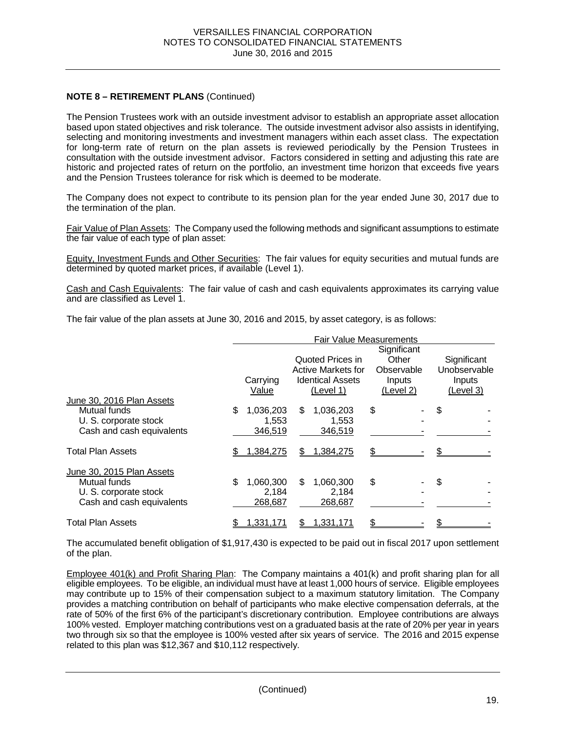**NOTE 8 – RETIREMENT PLANS** (Continued)

The Pension Trustees work with an outside investment advisor to establish an appropriate asset allocation based upon stated objectives and risk tolerance. The outside investment advisor also assists in identifying, selecting and monitoring investments and investment managers within each asset class. The expectation for long-term rate of return on the plan assets is reviewed periodically by the Pension Trustees in consultation with the outside investment advisor. Factors considered in setting and adjusting this rate are historic and projected rates of return on the portfolio, an investment time horizon that exceeds five years and the Pension Trustees tolerance for risk which is deemed to be moderate.

The Company does not expect to contribute to its pension plan for the year ended June 30, 2017 due to the termination of the plan.

Fair Value of Plan Assets: The Company used the following methods and significant assumptions to estimate the fair value of each type of plan asset:

Equity, Investment Funds and Other Securities: The fair values for equity securities and mutual funds are determined by quoted market prices, if available (Level 1).

Cash and Cash Equivalents: The fair value of cash and cash equivalents approximates its carrying value and are classified as Level 1.

The fair value of the plan assets at June 30, 2016 and 2015, by asset category, is as follows:

| | Fair Value Measurements | | | |
|---|---|---|---|---|
| | Carrying Value | Quoted Prices in Active Markets for Identical Assets (Level 1) | Significant Other Observable Inputs (Level 2) | Significant Unobservable Inputs (Level 3) |
| June 30, 2016 Plan Assets | | | | |
| Mutual funds | $ 1,036,203 | $ 1,036,203 | $ - | $ - |
| U. S. corporate stock | 1,553 | 1,553 | - | - |
| Cash and cash equivalents | 346,519 | 346,519 | - | - |
| Total Plan Assets | $ 1,384,275 | $ 1,384,275 | $ - | $ - |
| June 30, 2015 Plan Assets | | | | |
| Mutual funds | $ 1,060,300 | $ 1,060,300 | $ - | $ - |
| U. S. corporate stock | 2,184 | 2,184 | - | - |
| Cash and cash equivalents | 268,687 | 268,687 | - | - |
| Total Plan Assets | $ 1,331,171 | $ 1,331,171 | $ - | $ - |

The accumulated benefit obligation of $1,917,430 is expected to be paid out in fiscal 2017 upon settlement of the plan.

Employee 401(k) and Profit Sharing Plan: The Company maintains a 401(k) and profit sharing plan for all eligible employees. To be eligible, an individual must have at least 1,000 hours of service. Eligible employees may contribute up to 15% of their compensation subject to a maximum statutory limitation. The Company provides a matching contribution on behalf of participants who make elective compensation deferrals, at the rate of 50% of the first 6% of the participant's discretionary contribution. Employee contributions are always 100% vested. Employer matching contributions vest on a graduated basis at the rate of 20% per year in years two through six so that the employee is 100% vested after six years of service. The 2016 and 2015 expense related to this plan was $12,367 and $10,112 respectively.

(Continued)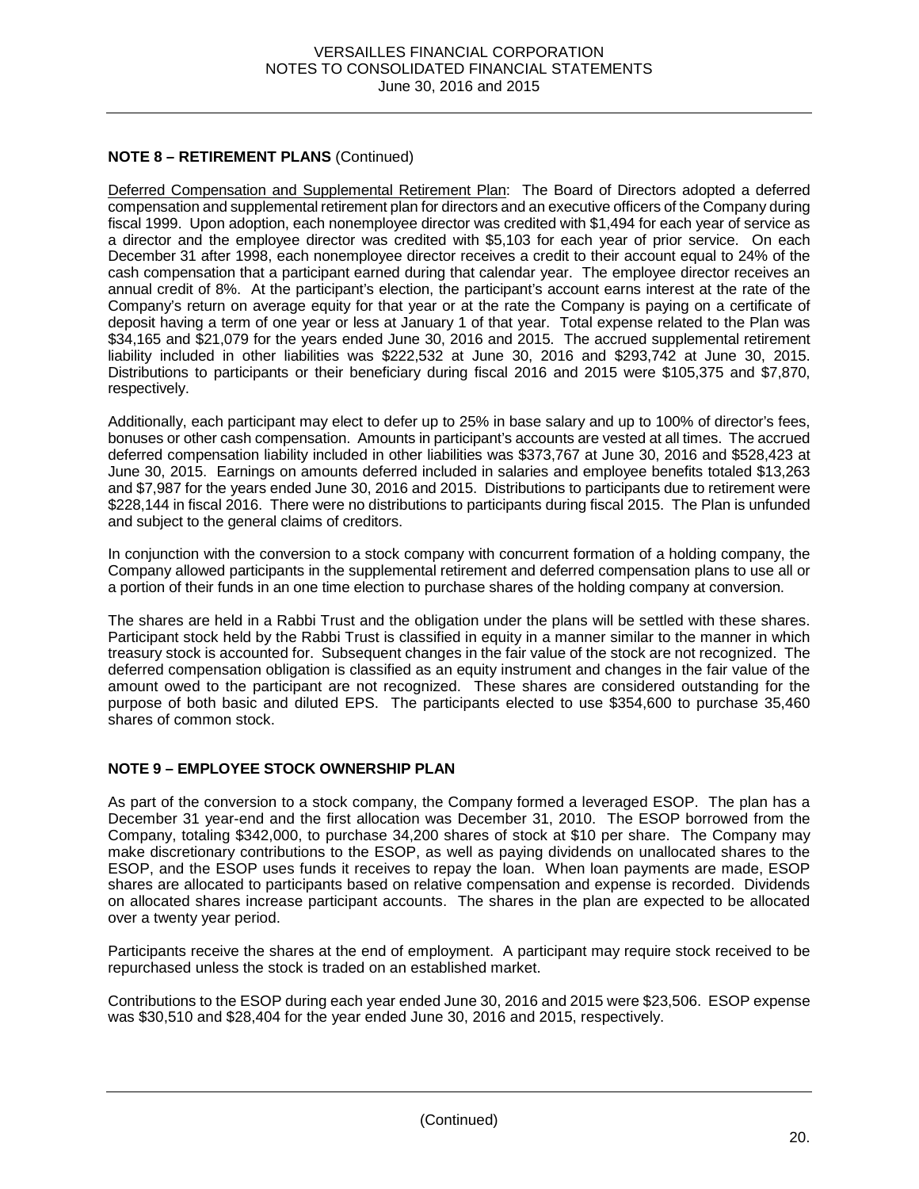**NOTE 8 – RETIREMENT PLANS** (Continued)

Deferred Compensation and Supplemental Retirement Plan: The Board of Directors adopted a deferred compensation and supplemental retirement plan for directors and an executive officers of the Company during fiscal 1999. Upon adoption, each nonemployee director was credited with $1,494 for each year of service as a director and the employee director was credited with $5,103 for each year of prior service. On each December 31 after 1998, each nonemployee director receives a credit to their account equal to 24% of the cash compensation that a participant earned during that calendar year. The employee director receives an annual credit of 8%. At the participant's election, the participant's account earns interest at the rate of the Company's return on average equity for that year or at the rate the Company is paying on a certificate of deposit having a term of one year or less at January 1 of that year. Total expense related to the Plan was $34,165 and $21,079 for the years ended June 30, 2016 and 2015. The accrued supplemental retirement liability included in other liabilities was $222,532 at June 30, 2016 and $293,742 at June 30, 2015. Distributions to participants or their beneficiary during fiscal 2016 and 2015 were $105,375 and $7,870, respectively.

Additionally, each participant may elect to defer up to 25% in base salary and up to 100% of director's fees, bonuses or other cash compensation. Amounts in participant's accounts are vested at all times. The accrued deferred compensation liability included in other liabilities was $373,767 at June 30, 2016 and $528,423 at June 30, 2015. Earnings on amounts deferred included in salaries and employee benefits totaled $13,263 and $7,987 for the years ended June 30, 2016 and 2015. Distributions to participants due to retirement were $228,144 in fiscal 2016. There were no distributions to participants during fiscal 2015. The Plan is unfunded and subject to the general claims of creditors.

In conjunction with the conversion to a stock company with concurrent formation of a holding company, the Company allowed participants in the supplemental retirement and deferred compensation plans to use all or a portion of their funds in an one time election to purchase shares of the holding company at conversion.

The shares are held in a Rabbi Trust and the obligation under the plans will be settled with these shares. Participant stock held by the Rabbi Trust is classified in equity in a manner similar to the manner in which treasury stock is accounted for. Subsequent changes in the fair value of the stock are not recognized. The deferred compensation obligation is classified as an equity instrument and changes in the fair value of the amount owed to the participant are not recognized. These shares are considered outstanding for the purpose of both basic and diluted EPS. The participants elected to use $354,600 to purchase 35,460 shares of common stock.

## NOTE 9 – EMPLOYEE STOCK OWNERSHIP PLAN

As part of the conversion to a stock company, the Company formed a leveraged ESOP. The plan has a December 31 year-end and the first allocation was December 31, 2010. The ESOP borrowed from the Company, totaling $342,000, to purchase 34,200 shares of stock at $10 per share. The Company may make discretionary contributions to the ESOP, as well as paying dividends on unallocated shares to the ESOP, and the ESOP uses funds it receives to repay the loan. When loan payments are made, ESOP shares are allocated to participants based on relative compensation and expense is recorded. Dividends on allocated shares increase participant accounts. The shares in the plan are expected to be allocated over a twenty year period.

Participants receive the shares at the end of employment. A participant may require stock received to be repurchased unless the stock is traded on an established market.

Contributions to the ESOP during each year ended June 30, 2016 and 2015 were $23,506. ESOP expense was $30,510 and $28,404 for the year ended June 30, 2016 and 2015, respectively.

(Continued)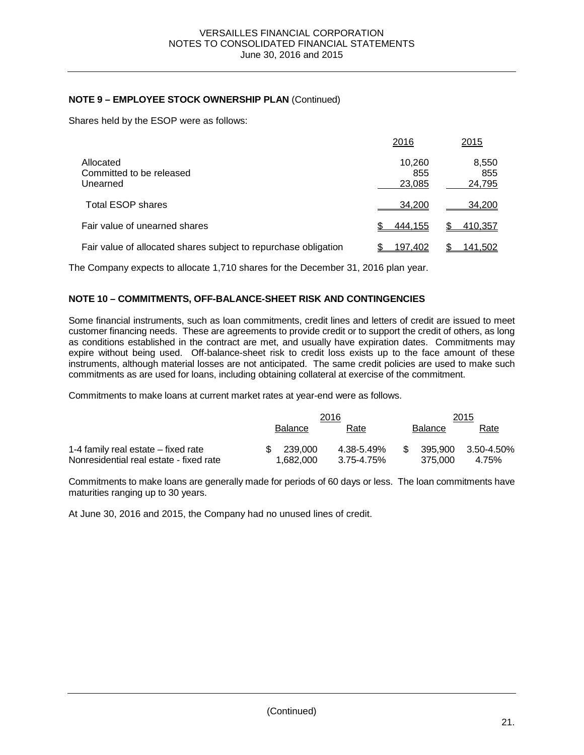**NOTE 9 – EMPLOYEE STOCK OWNERSHIP PLAN** (Continued)

Shares held by the ESOP were as follows:

| | 2016 | 2015 |
|---|---|---|
| Allocated | 10,260 | 8,550 |
| Committed to be released | 855 | 855 |
| Unearned | 23,085 | 24,795 |
| Total ESOP shares | 34,200 | 34,200 |
| Fair value of unearned shares | $ 444,155 | $ 410,357 |
| Fair value of allocated shares subject to repurchase obligation | $ 197,402 | $ 141,502 |

The Company expects to allocate 1,710 shares for the December 31, 2016 plan year.

**NOTE 10 – COMMITMENTS, OFF-BALANCE-SHEET RISK AND CONTINGENCIES**

Some financial instruments, such as loan commitments, credit lines and letters of credit are issued to meet customer financing needs. These are agreements to provide credit or to support the credit of others, as long as conditions established in the contract are met, and usually have expiration dates. Commitments may expire without being used. Off-balance-sheet risk to credit loss exists up to the face amount of these instruments, although material losses are not anticipated. The same credit policies are used to make such commitments as are used for loans, including obtaining collateral at exercise of the commitment.

Commitments to make loans at current market rates at year-end were as follows.

| | 2016 | | 2015 | |
|---|---|---|---|---|
| | Balance | Rate | Balance | Rate |
| 1-4 family real estate – fixed rate | $ 239,000 | 4.38-5.49% | $ 395,900 | 3.50-4.50% |
| Nonresidential real estate - fixed rate | 1,682,000 | 3.75-4.75% | 375,000 | 4.75% |

Commitments to make loans are generally made for periods of 60 days or less. The loan commitments have maturities ranging up to 30 years.

At June 30, 2016 and 2015, the Company had no unused lines of credit.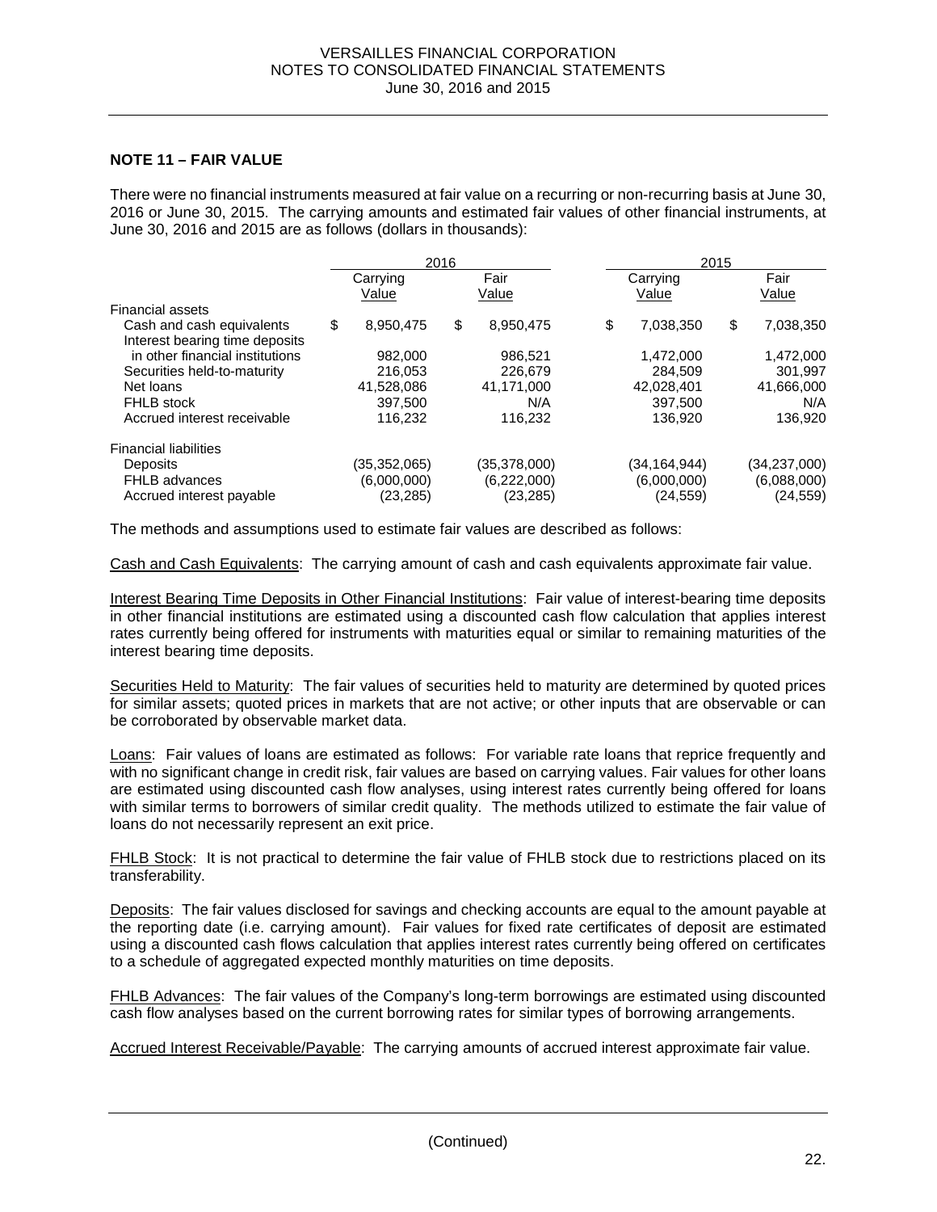## NOTE 11 – FAIR VALUE

There were no financial instruments measured at fair value on a recurring or non-recurring basis at June 30, 2016 or June 30, 2015. The carrying amounts and estimated fair values of other financial instruments, at June 30, 2016 and 2015 are as follows (dollars in thousands):

| | 2016 | | 2015 | |
|---|---|---|---|---|
| | Carrying Value | Fair Value | Carrying Value | Fair Value |
| Financial assets | | | | |
| Cash and cash equivalents | $ 8,950,475 | $ 8,950,475 | $ 7,038,350 | $ 7,038,350 |
| Interest bearing time deposits in other financial institutions | 982,000 | 986,521 | 1,472,000 | 1,472,000 |
| Securities held-to-maturity | 216,053 | 226,679 | 284,509 | 301,997 |
| Net loans | 41,528,086 | 41,171,000 | 42,028,401 | 41,666,000 |
| FHLB stock | 397,500 | N/A | 397,500 | N/A |
| Accrued interest receivable | 116,232 | 116,232 | 136,920 | 136,920 |
| Financial liabilities | | | | |
| Deposits | (35,352,065) | (35,378,000) | (34,164,944) | (34,237,000) |
| FHLB advances | (6,000,000) | (6,222,000) | (6,000,000) | (6,088,000) |
| Accrued interest payable | (23,285) | (23,285) | (24,559) | (24,559) |

The methods and assumptions used to estimate fair values are described as follows:

Cash and Cash Equivalents: The carrying amount of cash and cash equivalents approximate fair value.

Interest Bearing Time Deposits in Other Financial Institutions: Fair value of interest-bearing time deposits in other financial institutions are estimated using a discounted cash flow calculation that applies interest rates currently being offered for instruments with maturities equal or similar to remaining maturities of the interest bearing time deposits.

Securities Held to Maturity: The fair values of securities held to maturity are determined by quoted prices for similar assets; quoted prices in markets that are not active; or other inputs that are observable or can be corroborated by observable market data.

Loans: Fair values of loans are estimated as follows: For variable rate loans that reprice frequently and with no significant change in credit risk, fair values are based on carrying values. Fair values for other loans are estimated using discounted cash flow analyses, using interest rates currently being offered for loans with similar terms to borrowers of similar credit quality. The methods utilized to estimate the fair value of loans do not necessarily represent an exit price.

FHLB Stock: It is not practical to determine the fair value of FHLB stock due to restrictions placed on its transferability.

Deposits: The fair values disclosed for savings and checking accounts are equal to the amount payable at the reporting date (i.e. carrying amount). Fair values for fixed rate certificates of deposit are estimated using a discounted cash flows calculation that applies interest rates currently being offered on certificates to a schedule of aggregated expected monthly maturities on time deposits.

FHLB Advances: The fair values of the Company's long-term borrowings are estimated using discounted cash flow analyses based on the current borrowing rates for similar types of borrowing arrangements.

Accrued Interest Receivable/Payable: The carrying amounts of accrued interest approximate fair value.

(Continued)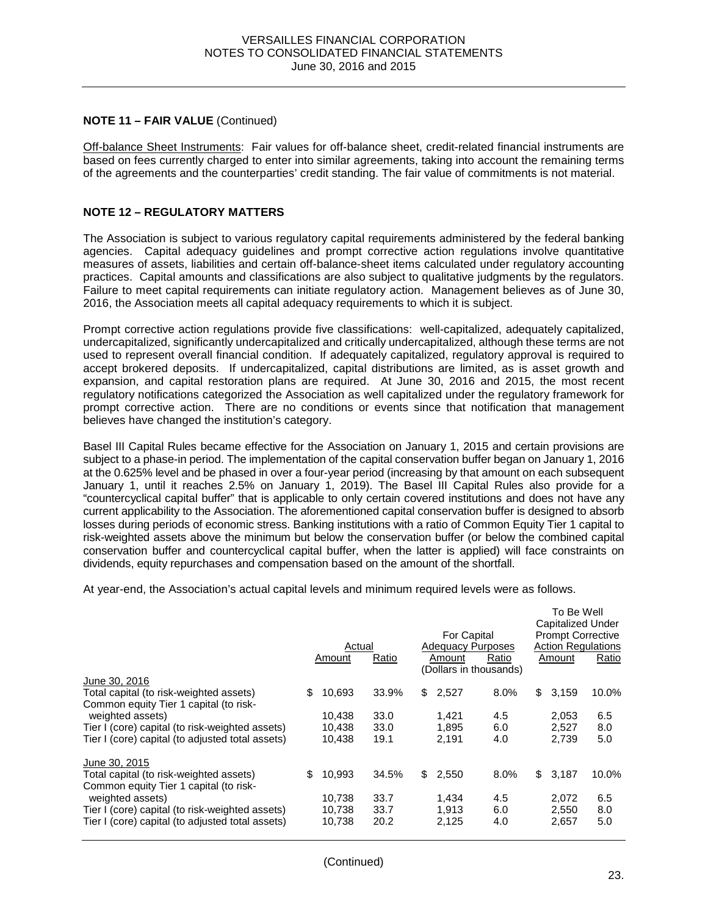**NOTE 11 – FAIR VALUE** (Continued)

Off-balance Sheet Instruments: Fair values for off-balance sheet, credit-related financial instruments are based on fees currently charged to enter into similar agreements, taking into account the remaining terms of the agreements and the counterparties' credit standing. The fair value of commitments is not material.

**NOTE 12 – REGULATORY MATTERS**

The Association is subject to various regulatory capital requirements administered by the federal banking agencies. Capital adequacy guidelines and prompt corrective action regulations involve quantitative measures of assets, liabilities and certain off-balance-sheet items calculated under regulatory accounting practices. Capital amounts and classifications are also subject to qualitative judgments by the regulators. Failure to meet capital requirements can initiate regulatory action. Management believes as of June 30, 2016, the Association meets all capital adequacy requirements to which it is subject.

Prompt corrective action regulations provide five classifications: well-capitalized, adequately capitalized, undercapitalized, significantly undercapitalized and critically undercapitalized, although these terms are not used to represent overall financial condition. If adequately capitalized, regulatory approval is required to accept brokered deposits. If undercapitalized, capital distributions are limited, as is asset growth and expansion, and capital restoration plans are required. At June 30, 2016 and 2015, the most recent regulatory notifications categorized the Association as well capitalized under the regulatory framework for prompt corrective action. There are no conditions or events since that notification that management believes have changed the institution's category.

Basel III Capital Rules became effective for the Association on January 1, 2015 and certain provisions are subject to a phase-in period. The implementation of the capital conservation buffer began on January 1, 2016 at the 0.625% level and be phased in over a four-year period (increasing by that amount on each subsequent January 1, until it reaches 2.5% on January 1, 2019). The Basel III Capital Rules also provide for a "countercyclical capital buffer" that is applicable to only certain covered institutions and does not have any current applicability to the Association. The aforementioned capital conservation buffer is designed to absorb losses during periods of economic stress. Banking institutions with a ratio of Common Equity Tier 1 capital to risk-weighted assets above the minimum but below the conservation buffer (or below the combined capital conservation buffer and countercyclical capital buffer, when the latter is applied) will face constraints on dividends, equity repurchases and compensation based on the amount of the shortfall.

At year-end, the Association's actual capital levels and minimum required levels were as follows.

| | Actual | | For Capital Adequacy Purposes | | To Be Well Capitalized Under Prompt Corrective Action Regulations | |
|---|---|---|---|---|---|---|
| | Amount | Ratio | Amount | Ratio | Amount | Ratio |
| | | | (Dollars in thousands) | | | |
| June 30, 2016 | | | | | | |
| Total capital (to risk-weighted assets) | $ 10,693 | 33.9% | $ 2,527 | 8.0% | $ 3,159 | 10.0% |
| Common equity Tier 1 capital (to risk-weighted assets) | 10,438 | 33.0 | 1,421 | 4.5 | 2,053 | 6.5 |
| Tier I (core) capital (to risk-weighted assets) | 10,438 | 33.0 | 1,895 | 6.0 | 2,527 | 8.0 |
| Tier I (core) capital (to adjusted total assets) | 10,438 | 19.1 | 2,191 | 4.0 | 2,739 | 5.0 |
| June 30, 2015 | | | | | | |
| Total capital (to risk-weighted assets) | $ 10,993 | 34.5% | $ 2,550 | 8.0% | $ 3,187 | 10.0% |
| Common equity Tier 1 capital (to risk-weighted assets) | 10,738 | 33.7 | 1,434 | 4.5 | 2,072 | 6.5 |
| Tier I (core) capital (to risk-weighted assets) | 10,738 | 33.7 | 1,913 | 6.0 | 2,550 | 8.0 |
| Tier I (core) capital (to adjusted total assets) | 10,738 | 20.2 | 2,125 | 4.0 | 2,657 | 5.0 |

(Continued)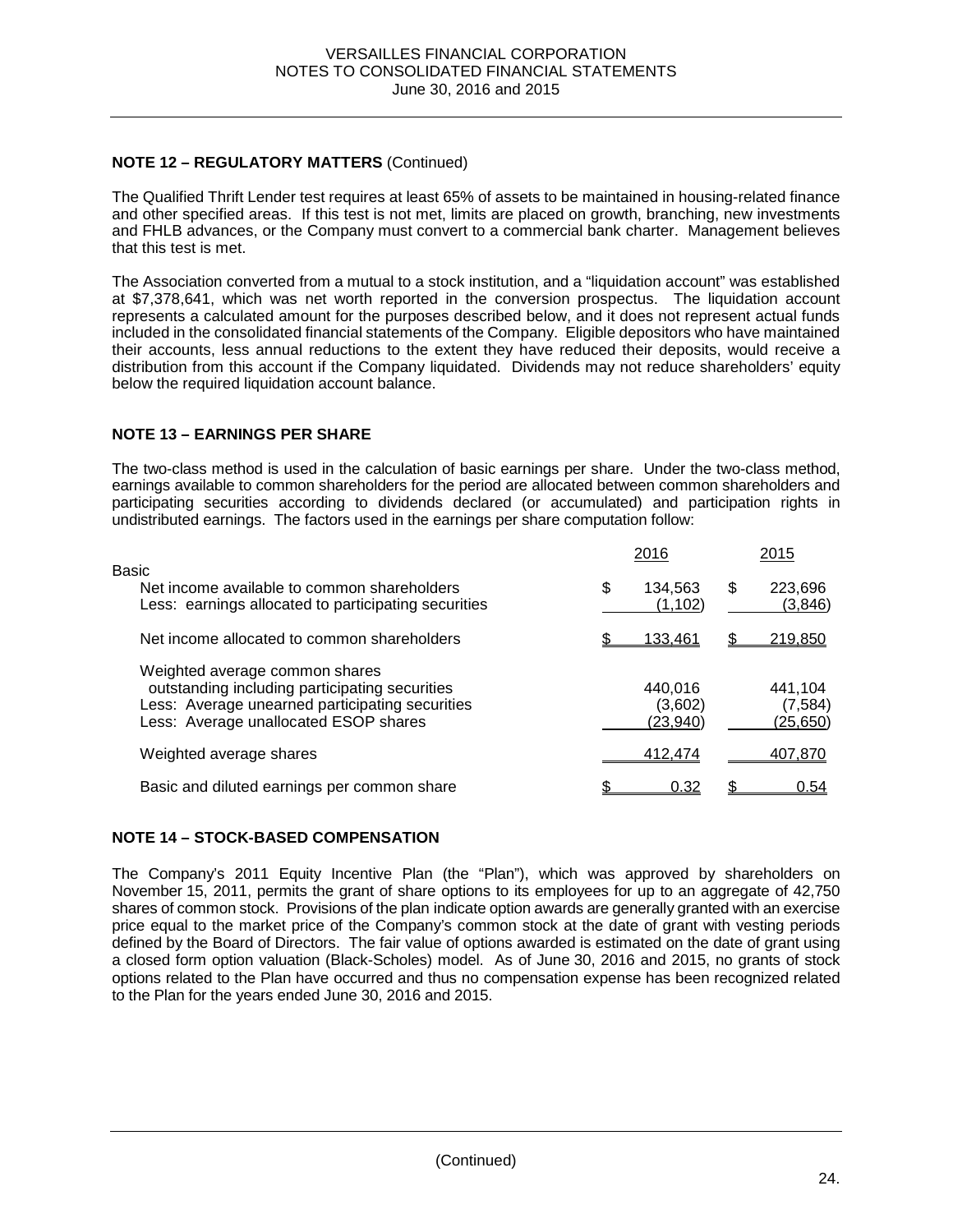**NOTE 12 – REGULATORY MATTERS** (Continued)

The Qualified Thrift Lender test requires at least 65% of assets to be maintained in housing-related finance and other specified areas. If this test is not met, limits are placed on growth, branching, new investments and FHLB advances, or the Company must convert to a commercial bank charter. Management believes that this test is met.

The Association converted from a mutual to a stock institution, and a "liquidation account" was established at $7,378,641, which was net worth reported in the conversion prospectus. The liquidation account represents a calculated amount for the purposes described below, and it does not represent actual funds included in the consolidated financial statements of the Company. Eligible depositors who have maintained their accounts, less annual reductions to the extent they have reduced their deposits, would receive a distribution from this account if the Company liquidated. Dividends may not reduce shareholders' equity below the required liquidation account balance.

**NOTE 13 – EARNINGS PER SHARE**

The two-class method is used in the calculation of basic earnings per share. Under the two-class method, earnings available to common shareholders for the period are allocated between common shareholders and participating securities according to dividends declared (or accumulated) and participation rights in undistributed earnings. The factors used in the earnings per share computation follow:

| | 2016 | 2015 |
|---|---|---|
| Basic | | |
| Net income available to common shareholders | $ 134,563 | $ 223,696 |
| Less: earnings allocated to participating securities | (1,102) | (3,846) |
| Net income allocated to common shareholders | $ 133,461 | $ 219,850 |
| Weighted average common shares outstanding including participating securities | 440,016 | 441,104 |
| Less: Average unearned participating securities | (3,602) | (7,584) |
| Less: Average unallocated ESOP shares | (23,940) | (25,650) |
| Weighted average shares | 412,474 | 407,870 |
| Basic and diluted earnings per common share | $ 0.32 | $ 0.54 |

**NOTE 14 – STOCK-BASED COMPENSATION**

The Company's 2011 Equity Incentive Plan (the "Plan"), which was approved by shareholders on November 15, 2011, permits the grant of share options to its employees for up to an aggregate of 42,750 shares of common stock. Provisions of the plan indicate option awards are generally granted with an exercise price equal to the market price of the Company's common stock at the date of grant with vesting periods defined by the Board of Directors. The fair value of options awarded is estimated on the date of grant using a closed form option valuation (Black-Scholes) model. As of June 30, 2016 and 2015, no grants of stock options related to the Plan have occurred and thus no compensation expense has been recognized related to the Plan for the years ended June 30, 2016 and 2015.

(Continued)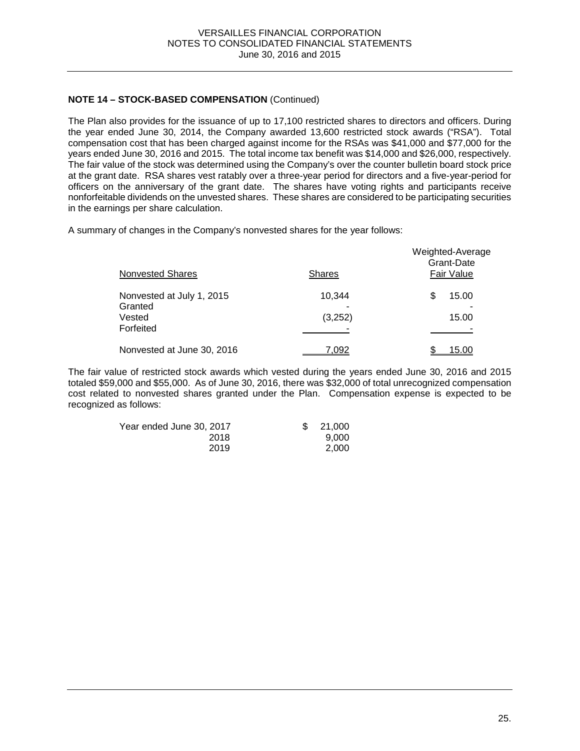**NOTE 14 – STOCK-BASED COMPENSATION** (Continued)

The Plan also provides for the issuance of up to 17,100 restricted shares to directors and officers. During the year ended June 30, 2014, the Company awarded 13,600 restricted stock awards ("RSA"). Total compensation cost that has been charged against income for the RSAs was $41,000 and $77,000 for the years ended June 30, 2016 and 2015. The total income tax benefit was $14,000 and $26,000, respectively. The fair value of the stock was determined using the Company's over the counter bulletin board stock price at the grant date. RSA shares vest ratably over a three-year period for directors and a five-year-period for officers on the anniversary of the grant date. The shares have voting rights and participants receive nonforfeitable dividends on the unvested shares. These shares are considered to be participating securities in the earnings per share calculation.

A summary of changes in the Company's nonvested shares for the year follows:

| Nonvested Shares | Shares | Weighted-Average Grant-Date Fair Value |
|---|---|---|
| Nonvested at July 1, 2015 | 10,344 | $ 15.00 |
| Granted | - | - |
| Vested | (3,252) | 15.00 |
| Forfeited | - | - |
| Nonvested at June 30, 2016 | 7,092 | $ 15.00 |

The fair value of restricted stock awards which vested during the years ended June 30, 2016 and 2015 totaled $59,000 and $55,000. As of June 30, 2016, there was $32,000 of total unrecognized compensation cost related to nonvested shares granted under the Plan. Compensation expense is expected to be recognized as follows:

| | |
|---|---|
| Year ended June 30, 2017 | $ 21,000 |
| 2018 | 9,000 |
| 2019 | 2,000 |